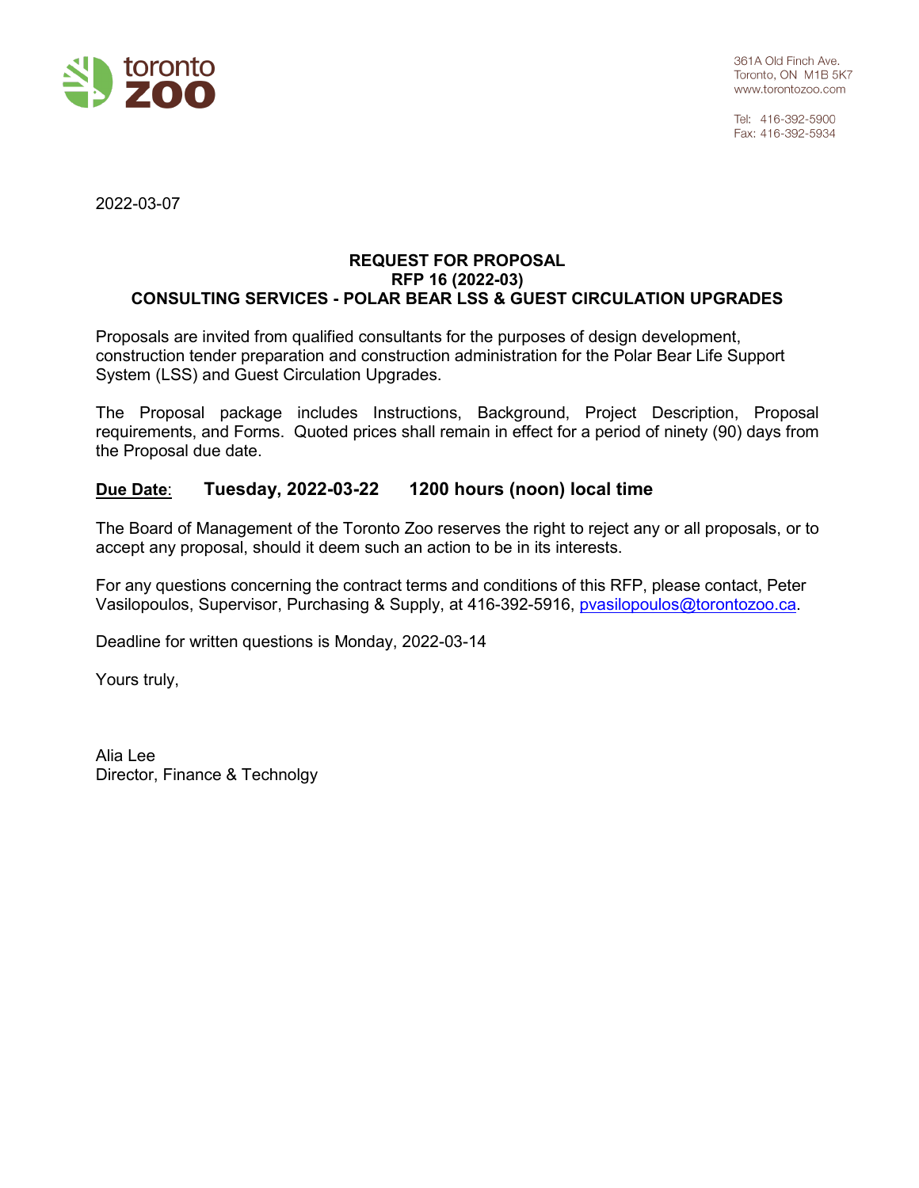toronto zoo

361A Old Finch Ave.
Toronto, ON M1B 5K7
www.torontozoo.com

Tel: 416-392-5900
Fax: 416-392-5934

2022-03-07

**REQUEST FOR PROPOSAL**
**RFP 16 (2022-03)**
**CONSULTING SERVICES - POLAR BEAR LSS & GUEST CIRCULATION UPGRADES**

Proposals are invited from qualified consultants for the purposes of design development, construction tender preparation and construction administration for the Polar Bear Life Support System (LSS) and Guest Circulation Upgrades.

The Proposal package includes Instructions, Background, Project Description, Proposal requirements, and Forms. Quoted prices shall remain in effect for a period of ninety (90) days from the Proposal due date.

**Due Date**: **Tuesday, 2022-03-22 1200 hours (noon) local time**

The Board of Management of the Toronto Zoo reserves the right to reject any or all proposals, or to accept any proposal, should it deem such an action to be in its interests.

For any questions concerning the contract terms and conditions of this RFP, please contact, Peter Vasilopoulos, Supervisor, Purchasing & Supply, at 416-392-5916, pvasilopoulos@torontozoo.ca.

Deadline for written questions is Monday, 2022-03-14

Yours truly,

Alia Lee
Director, Finance & Technolgy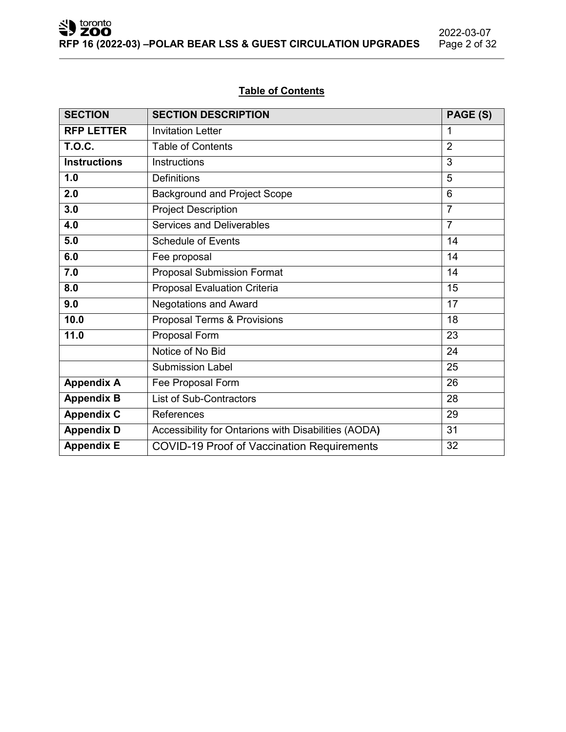**Table of Contents**

| SECTION | SECTION DESCRIPTION | PAGE (S) |
|---|---|---|
| **RFP LETTER** | Invitation Letter | 1 |
| **T.O.C.** | Table of Contents | 2 |
| **Instructions** | Instructions | 3 |
| **1.0** | Definitions | 5 |
| **2.0** | Background and Project Scope | 6 |
| **3.0** | Project Description | 7 |
| **4.0** | Services and Deliverables | 7 |
| **5.0** | Schedule of Events | 14 |
| **6.0** | Fee proposal | 14 |
| **7.0** | Proposal Submission Format | 14 |
| **8.0** | Proposal Evaluation Criteria | 15 |
| **9.0** | Negotations and Award | 17 |
| **10.0** | Proposal Terms & Provisions | 18 |
| **11.0** | Proposal Form | 23 |
| | Notice of No Bid | 24 |
| | Submission Label | 25 |
| **Appendix A** | Fee Proposal Form | 26 |
| **Appendix B** | List of Sub-Contractors | 28 |
| **Appendix C** | References | 29 |
| **Appendix D** | Accessibility for Ontarions with Disabilities (AODA**)** | 31 |
| **Appendix E** | COVID-19 Proof of Vaccination Requirements | 32 |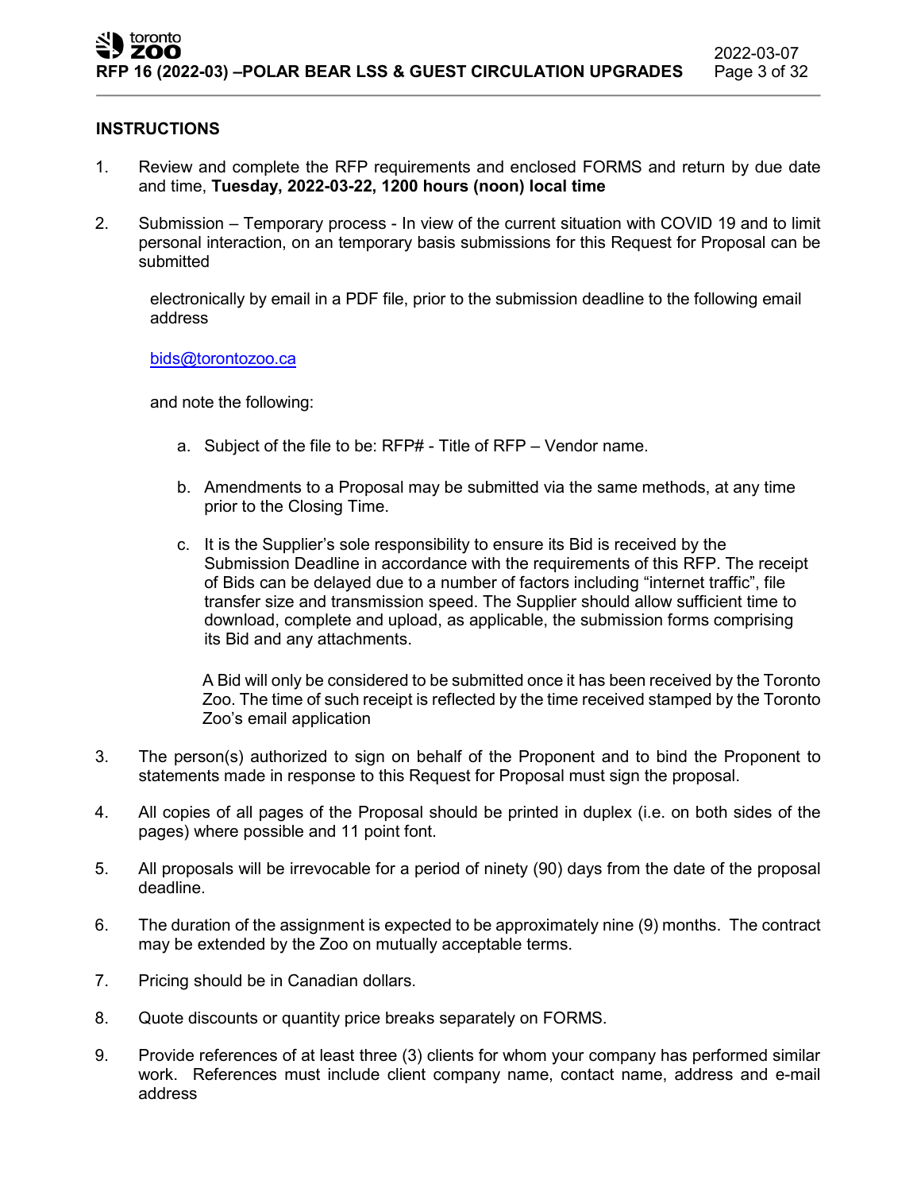## INSTRUCTIONS

1. Review and complete the RFP requirements and enclosed FORMS and return by due date and time, **Tuesday, 2022-03-22, 1200 hours (noon) local time**

2. Submission – Temporary process - In view of the current situation with COVID 19 and to limit personal interaction, on an temporary basis submissions for this Request for Proposal can be submitted

   electronically by email in a PDF file, prior to the submission deadline to the following email address

   bids@torontozoo.ca

   and note the following:

   a. Subject of the file to be: RFP# - Title of RFP – Vendor name.

   b. Amendments to a Proposal may be submitted via the same methods, at any time prior to the Closing Time.

   c. It is the Supplier's sole responsibility to ensure its Bid is received by the Submission Deadline in accordance with the requirements of this RFP. The receipt of Bids can be delayed due to a number of factors including "internet traffic", file transfer size and transmission speed. The Supplier should allow sufficient time to download, complete and upload, as applicable, the submission forms comprising its Bid and any attachments.

      A Bid will only be considered to be submitted once it has been received by the Toronto Zoo. The time of such receipt is reflected by the time received stamped by the Toronto Zoo's email application

3. The person(s) authorized to sign on behalf of the Proponent and to bind the Proponent to statements made in response to this Request for Proposal must sign the proposal.

4. All copies of all pages of the Proposal should be printed in duplex (i.e. on both sides of the pages) where possible and 11 point font.

5. All proposals will be irrevocable for a period of ninety (90) days from the date of the proposal deadline.

6. The duration of the assignment is expected to be approximately nine (9) months. The contract may be extended by the Zoo on mutually acceptable terms.

7. Pricing should be in Canadian dollars.

8. Quote discounts or quantity price breaks separately on FORMS.

9. Provide references of at least three (3) clients for whom your company has performed similar work. References must include client company name, contact name, address and e-mail address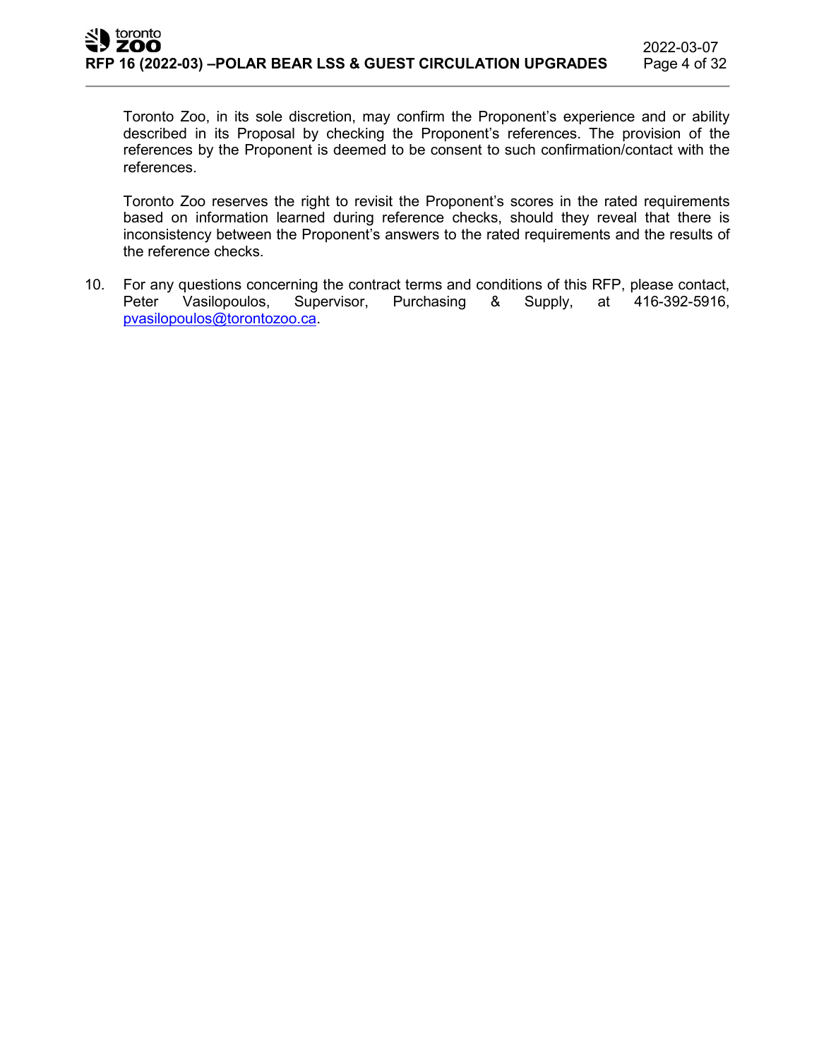Toronto Zoo, in its sole discretion, may confirm the Proponent's experience and or ability described in its Proposal by checking the Proponent's references. The provision of the references by the Proponent is deemed to be consent to such confirmation/contact with the references.

Toronto Zoo reserves the right to revisit the Proponent's scores in the rated requirements based on information learned during reference checks, should they reveal that there is inconsistency between the Proponent's answers to the rated requirements and the results of the reference checks.

10. For any questions concerning the contract terms and conditions of this RFP, please contact, Peter Vasilopoulos, Supervisor, Purchasing & Supply, at 416-392-5916, pvasilopoulos@torontozoo.ca.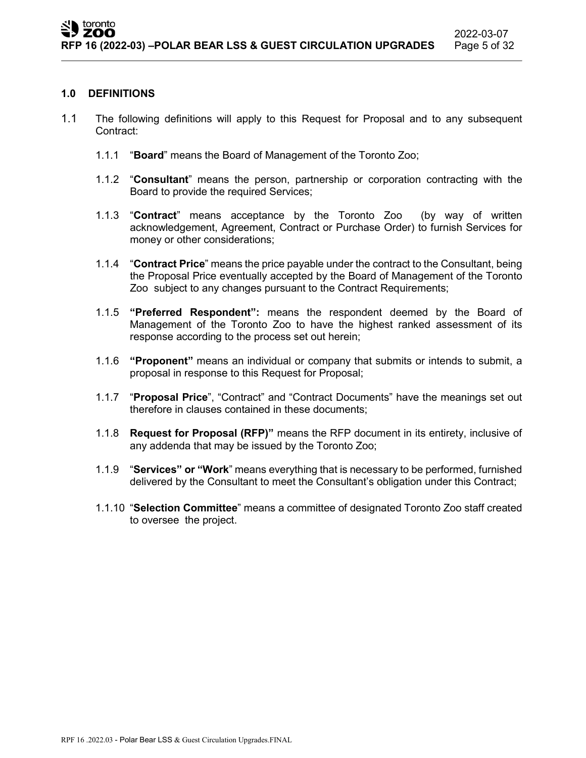## 1.0 DEFINITIONS

1.1 The following definitions will apply to this Request for Proposal and to any subsequent Contract:

1.1.1 "**Board**" means the Board of Management of the Toronto Zoo;

1.1.2 "**Consultant**" means the person, partnership or corporation contracting with the Board to provide the required Services;

1.1.3 "**Contract**" means acceptance by the Toronto Zoo (by way of written acknowledgement, Agreement, Contract or Purchase Order) to furnish Services for money or other considerations;

1.1.4 "**Contract Price**" means the price payable under the contract to the Consultant, being the Proposal Price eventually accepted by the Board of Management of the Toronto Zoo subject to any changes pursuant to the Contract Requirements;

1.1.5 **"Preferred Respondent":** means the respondent deemed by the Board of Management of the Toronto Zoo to have the highest ranked assessment of its response according to the process set out herein;

1.1.6 **"Proponent"** means an individual or company that submits or intends to submit, a proposal in response to this Request for Proposal;

1.1.7 "**Proposal Price**", "Contract" and "Contract Documents" have the meanings set out therefore in clauses contained in these documents;

1.1.8 **Request for Proposal (RFP)"** means the RFP document in its entirety, inclusive of any addenda that may be issued by the Toronto Zoo;

1.1.9 "**Services" or "Work**" means everything that is necessary to be performed, furnished delivered by the Consultant to meet the Consultant's obligation under this Contract;

1.1.10 "**Selection Committee**" means a committee of designated Toronto Zoo staff created to oversee the project.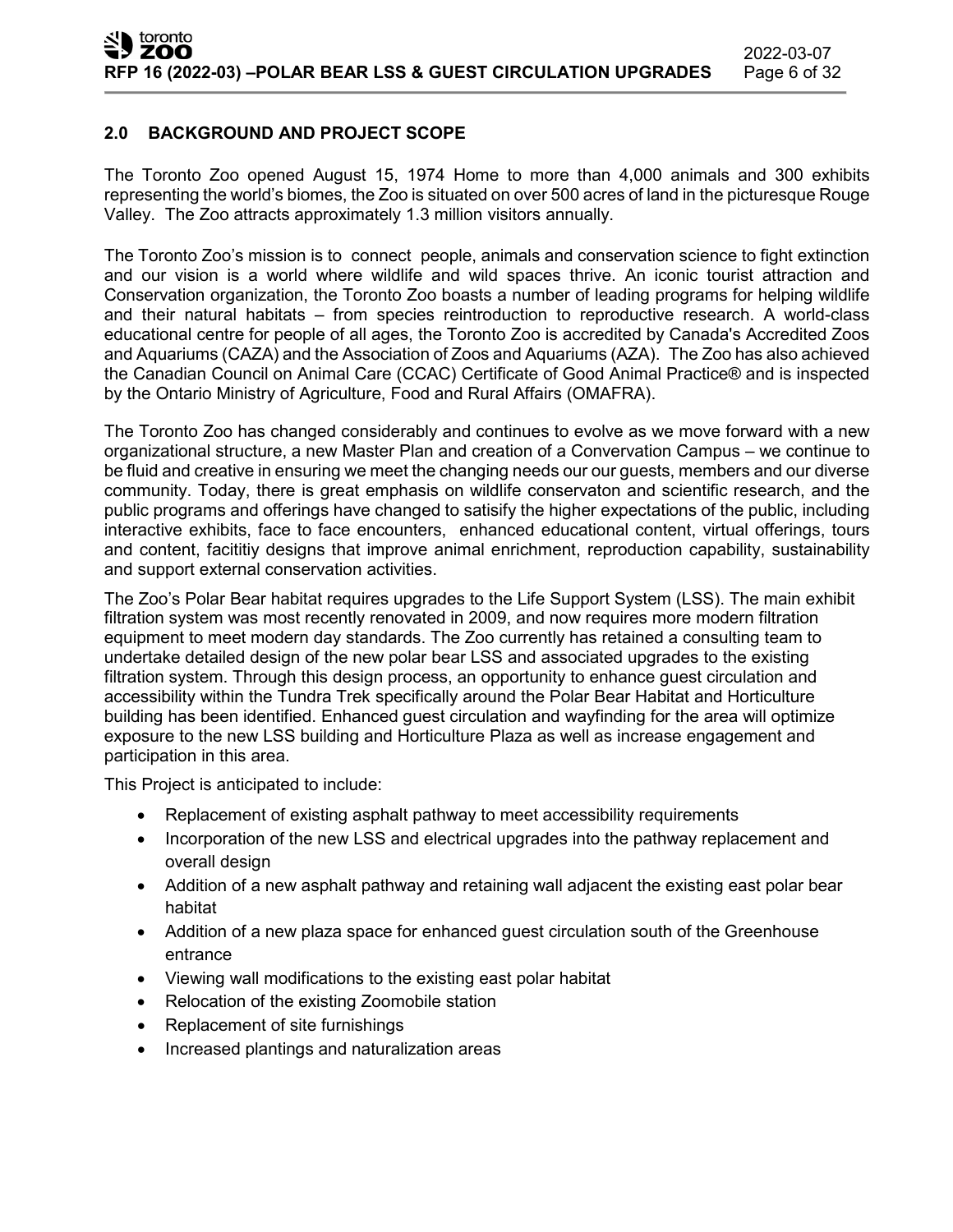## 2.0 BACKGROUND AND PROJECT SCOPE

The Toronto Zoo opened August 15, 1974 Home to more than 4,000 animals and 300 exhibits representing the world's biomes, the Zoo is situated on over 500 acres of land in the picturesque Rouge Valley. The Zoo attracts approximately 1.3 million visitors annually.

The Toronto Zoo's mission is to connect people, animals and conservation science to fight extinction and our vision is a world where wildlife and wild spaces thrive. An iconic tourist attraction and Conservation organization, the Toronto Zoo boasts a number of leading programs for helping wildlife and their natural habitats – from species reintroduction to reproductive research. A world-class educational centre for people of all ages, the Toronto Zoo is accredited by Canada's Accredited Zoos and Aquariums (CAZA) and the Association of Zoos and Aquariums (AZA). The Zoo has also achieved the Canadian Council on Animal Care (CCAC) Certificate of Good Animal Practice® and is inspected by the Ontario Ministry of Agriculture, Food and Rural Affairs (OMAFRA).

The Toronto Zoo has changed considerably and continues to evolve as we move forward with a new organizational structure, a new Master Plan and creation of a Convervation Campus – we continue to be fluid and creative in ensuring we meet the changing needs our our guests, members and our diverse community. Today, there is great emphasis on wildlife conservaton and scientific research, and the public programs and offerings have changed to satisify the higher expectations of the public, including interactive exhibits, face to face encounters, enhanced educational content, virtual offerings, tours and content, facititiy designs that improve animal enrichment, reproduction capability, sustainability and support external conservation activities.

The Zoo's Polar Bear habitat requires upgrades to the Life Support System (LSS). The main exhibit filtration system was most recently renovated in 2009, and now requires more modern filtration equipment to meet modern day standards. The Zoo currently has retained a consulting team to undertake detailed design of the new polar bear LSS and associated upgrades to the existing filtration system. Through this design process, an opportunity to enhance guest circulation and accessibility within the Tundra Trek specifically around the Polar Bear Habitat and Horticulture building has been identified. Enhanced guest circulation and wayfinding for the area will optimize exposure to the new LSS building and Horticulture Plaza as well as increase engagement and participation in this area.

This Project is anticipated to include:

- Replacement of existing asphalt pathway to meet accessibility requirements
- Incorporation of the new LSS and electrical upgrades into the pathway replacement and overall design
- Addition of a new asphalt pathway and retaining wall adjacent the existing east polar bear habitat
- Addition of a new plaza space for enhanced guest circulation south of the Greenhouse entrance
- Viewing wall modifications to the existing east polar habitat
- Relocation of the existing Zoomobile station
- Replacement of site furnishings
- Increased plantings and naturalization areas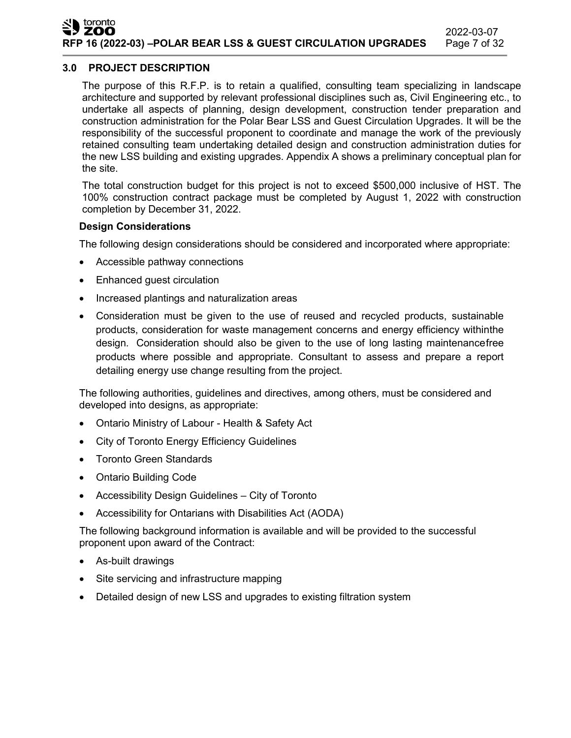## 3.0 PROJECT DESCRIPTION

The purpose of this R.F.P. is to retain a qualified, consulting team specializing in landscape architecture and supported by relevant professional disciplines such as, Civil Engineering etc., to undertake all aspects of planning, design development, construction tender preparation and construction administration for the Polar Bear LSS and Guest Circulation Upgrades. It will be the responsibility of the successful proponent to coordinate and manage the work of the previously retained consulting team undertaking detailed design and construction administration duties for the new LSS building and existing upgrades. Appendix A shows a preliminary conceptual plan for the site.

The total construction budget for this project is not to exceed $500,000 inclusive of HST. The 100% construction contract package must be completed by August 1, 2022 with construction completion by December 31, 2022.

**Design Considerations**

The following design considerations should be considered and incorporated where appropriate:

- Accessible pathway connections
- Enhanced guest circulation
- Increased plantings and naturalization areas
- Consideration must be given to the use of reused and recycled products, sustainable products, consideration for waste management concerns and energy efficiency withinthe design. Consideration should also be given to the use of long lasting maintenancefree products where possible and appropriate. Consultant to assess and prepare a report detailing energy use change resulting from the project.

The following authorities, guidelines and directives, among others, must be considered and developed into designs, as appropriate:

- Ontario Ministry of Labour - Health & Safety Act
- City of Toronto Energy Efficiency Guidelines
- Toronto Green Standards
- Ontario Building Code
- Accessibility Design Guidelines – City of Toronto
- Accessibility for Ontarians with Disabilities Act (AODA)

The following background information is available and will be provided to the successful proponent upon award of the Contract:

- As-built drawings
- Site servicing and infrastructure mapping
- Detailed design of new LSS and upgrades to existing filtration system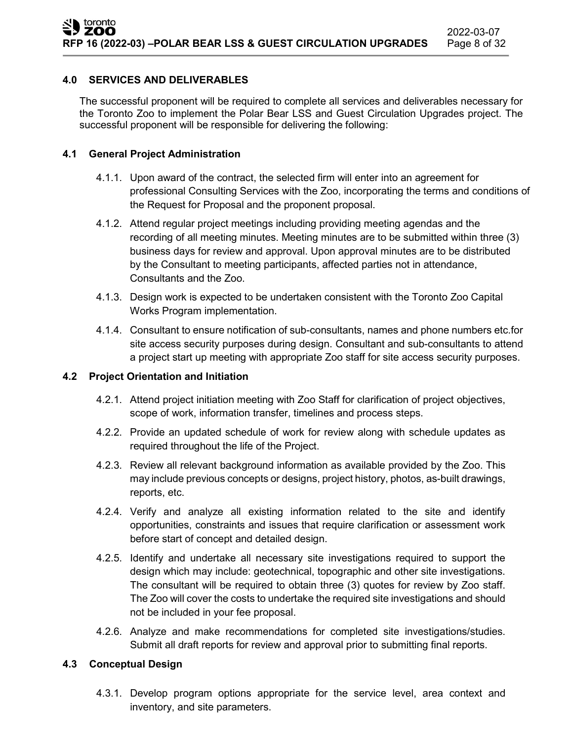## 4.0 SERVICES AND DELIVERABLES

The successful proponent will be required to complete all services and deliverables necessary for the Toronto Zoo to implement the Polar Bear LSS and Guest Circulation Upgrades project. The successful proponent will be responsible for delivering the following:

### 4.1 General Project Administration

4.1.1. Upon award of the contract, the selected firm will enter into an agreement for professional Consulting Services with the Zoo, incorporating the terms and conditions of the Request for Proposal and the proponent proposal.

4.1.2. Attend regular project meetings including providing meeting agendas and the recording of all meeting minutes. Meeting minutes are to be submitted within three (3) business days for review and approval. Upon approval minutes are to be distributed by the Consultant to meeting participants, affected parties not in attendance, Consultants and the Zoo.

4.1.3. Design work is expected to be undertaken consistent with the Toronto Zoo Capital Works Program implementation.

4.1.4. Consultant to ensure notification of sub-consultants, names and phone numbers etc.for site access security purposes during design. Consultant and sub-consultants to attend a project start up meeting with appropriate Zoo staff for site access security purposes.

### 4.2 Project Orientation and Initiation

4.2.1. Attend project initiation meeting with Zoo Staff for clarification of project objectives, scope of work, information transfer, timelines and process steps.

4.2.2. Provide an updated schedule of work for review along with schedule updates as required throughout the life of the Project.

4.2.3. Review all relevant background information as available provided by the Zoo. This may include previous concepts or designs, project history, photos, as-built drawings, reports, etc.

4.2.4. Verify and analyze all existing information related to the site and identify opportunities, constraints and issues that require clarification or assessment work before start of concept and detailed design.

4.2.5. Identify and undertake all necessary site investigations required to support the design which may include: geotechnical, topographic and other site investigations. The consultant will be required to obtain three (3) quotes for review by Zoo staff. The Zoo will cover the costs to undertake the required site investigations and should not be included in your fee proposal.

4.2.6. Analyze and make recommendations for completed site investigations/studies. Submit all draft reports for review and approval prior to submitting final reports.

### 4.3 Conceptual Design

4.3.1. Develop program options appropriate for the service level, area context and inventory, and site parameters.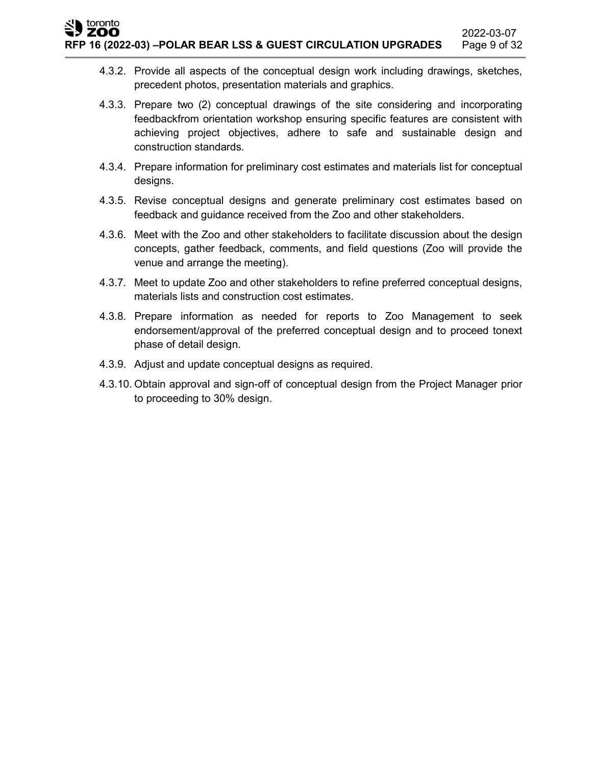4.3.2. Provide all aspects of the conceptual design work including drawings, sketches, precedent photos, presentation materials and graphics.

4.3.3. Prepare two (2) conceptual drawings of the site considering and incorporating feedbackfrom orientation workshop ensuring specific features are consistent with achieving project objectives, adhere to safe and sustainable design and construction standards.

4.3.4. Prepare information for preliminary cost estimates and materials list for conceptual designs.

4.3.5. Revise conceptual designs and generate preliminary cost estimates based on feedback and guidance received from the Zoo and other stakeholders.

4.3.6. Meet with the Zoo and other stakeholders to facilitate discussion about the design concepts, gather feedback, comments, and field questions (Zoo will provide the venue and arrange the meeting).

4.3.7. Meet to update Zoo and other stakeholders to refine preferred conceptual designs, materials lists and construction cost estimates.

4.3.8. Prepare information as needed for reports to Zoo Management to seek endorsement/approval of the preferred conceptual design and to proceed tonext phase of detail design.

4.3.9. Adjust and update conceptual designs as required.

4.3.10. Obtain approval and sign-off of conceptual design from the Project Manager prior to proceeding to 30% design.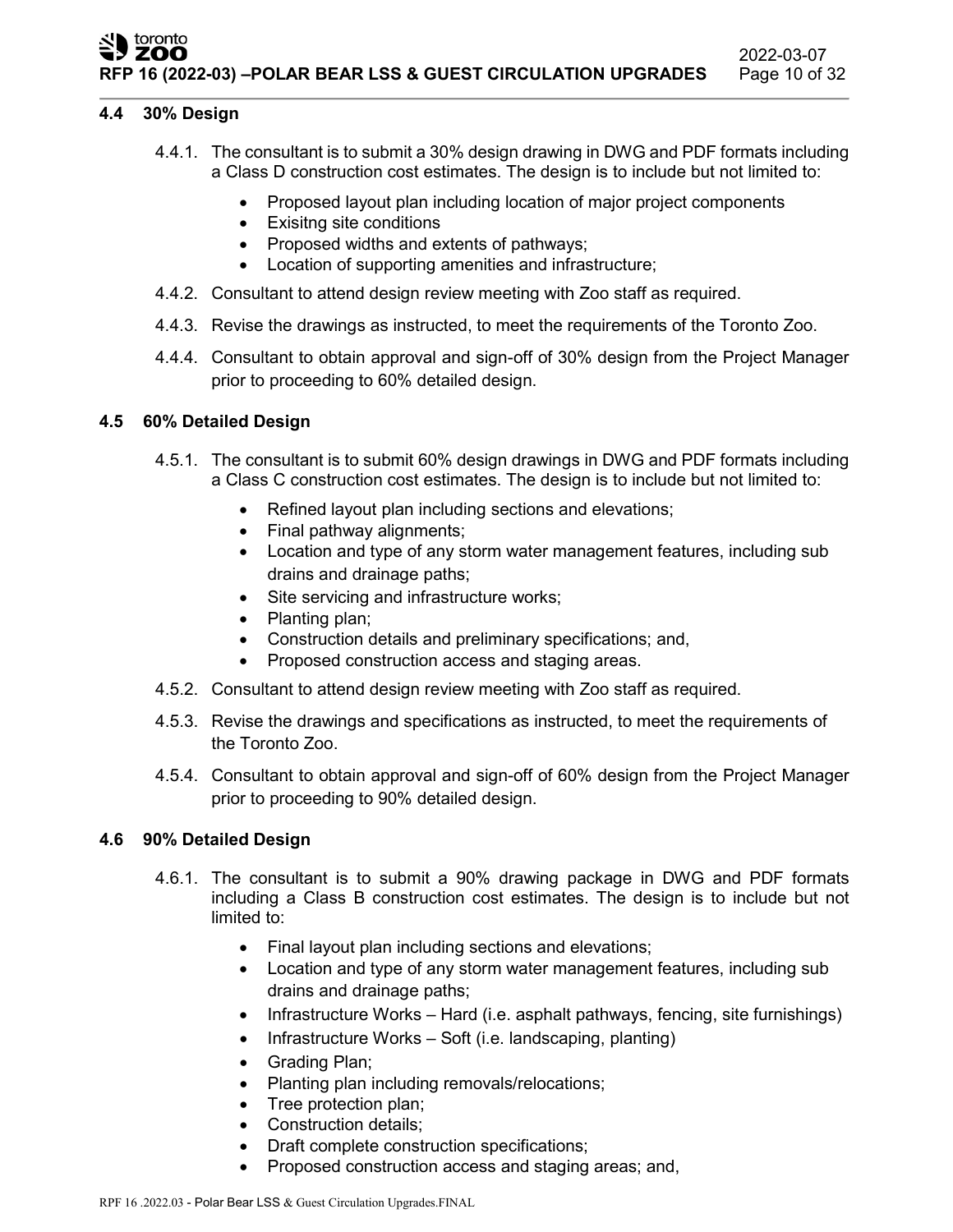### 4.4 30% Design

4.4.1. The consultant is to submit a 30% design drawing in DWG and PDF formats including a Class D construction cost estimates. The design is to include but not limited to:

- Proposed layout plan including location of major project components
- Exisitng site conditions
- Proposed widths and extents of pathways;
- Location of supporting amenities and infrastructure;

4.4.2. Consultant to attend design review meeting with Zoo staff as required.

4.4.3. Revise the drawings as instructed, to meet the requirements of the Toronto Zoo.

4.4.4. Consultant to obtain approval and sign-off of 30% design from the Project Manager prior to proceeding to 60% detailed design.

### 4.5 60% Detailed Design

4.5.1. The consultant is to submit 60% design drawings in DWG and PDF formats including a Class C construction cost estimates. The design is to include but not limited to:

- Refined layout plan including sections and elevations;
- Final pathway alignments;
- Location and type of any storm water management features, including sub drains and drainage paths;
- Site servicing and infrastructure works;
- Planting plan;
- Construction details and preliminary specifications; and,
- Proposed construction access and staging areas.

4.5.2. Consultant to attend design review meeting with Zoo staff as required.

4.5.3. Revise the drawings and specifications as instructed, to meet the requirements of the Toronto Zoo.

4.5.4. Consultant to obtain approval and sign-off of 60% design from the Project Manager prior to proceeding to 90% detailed design.

### 4.6 90% Detailed Design

4.6.1. The consultant is to submit a 90% drawing package in DWG and PDF formats including a Class B construction cost estimates. The design is to include but not limited to:

- Final layout plan including sections and elevations;
- Location and type of any storm water management features, including sub drains and drainage paths;
- Infrastructure Works – Hard (i.e. asphalt pathways, fencing, site furnishings)
- Infrastructure Works – Soft (i.e. landscaping, planting)
- Grading Plan;
- Planting plan including removals/relocations;
- Tree protection plan;
- Construction details;
- Draft complete construction specifications;
- Proposed construction access and staging areas; and,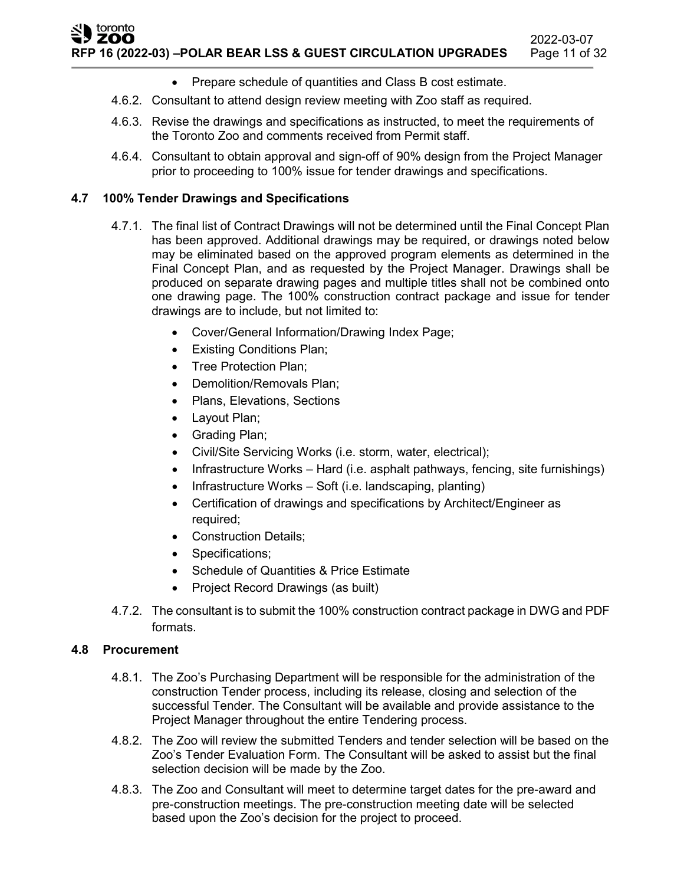- Prepare schedule of quantities and Class B cost estimate.

4.6.2. Consultant to attend design review meeting with Zoo staff as required.

4.6.3. Revise the drawings and specifications as instructed, to meet the requirements of the Toronto Zoo and comments received from Permit staff.

4.6.4. Consultant to obtain approval and sign-off of 90% design from the Project Manager prior to proceeding to 100% issue for tender drawings and specifications.

## 4.7 100% Tender Drawings and Specifications

4.7.1. The final list of Contract Drawings will not be determined until the Final Concept Plan has been approved. Additional drawings may be required, or drawings noted below may be eliminated based on the approved program elements as determined in the Final Concept Plan, and as requested by the Project Manager. Drawings shall be produced on separate drawing pages and multiple titles shall not be combined onto one drawing page. The 100% construction contract package and issue for tender drawings are to include, but not limited to:

- Cover/General Information/Drawing Index Page;
- Existing Conditions Plan;
- Tree Protection Plan;
- Demolition/Removals Plan;
- Plans, Elevations, Sections
- Layout Plan;
- Grading Plan;
- Civil/Site Servicing Works (i.e. storm, water, electrical);
- Infrastructure Works – Hard (i.e. asphalt pathways, fencing, site furnishings)
- Infrastructure Works – Soft (i.e. landscaping, planting)
- Certification of drawings and specifications by Architect/Engineer as required;
- Construction Details;
- Specifications;
- Schedule of Quantities & Price Estimate
- Project Record Drawings (as built)

4.7.2. The consultant is to submit the 100% construction contract package in DWG and PDF formats.

## 4.8 Procurement

4.8.1. The Zoo's Purchasing Department will be responsible for the administration of the construction Tender process, including its release, closing and selection of the successful Tender. The Consultant will be available and provide assistance to the Project Manager throughout the entire Tendering process.

4.8.2. The Zoo will review the submitted Tenders and tender selection will be based on the Zoo's Tender Evaluation Form. The Consultant will be asked to assist but the final selection decision will be made by the Zoo.

4.8.3. The Zoo and Consultant will meet to determine target dates for the pre-award and pre-construction meetings. The pre-construction meeting date will be selected based upon the Zoo's decision for the project to proceed.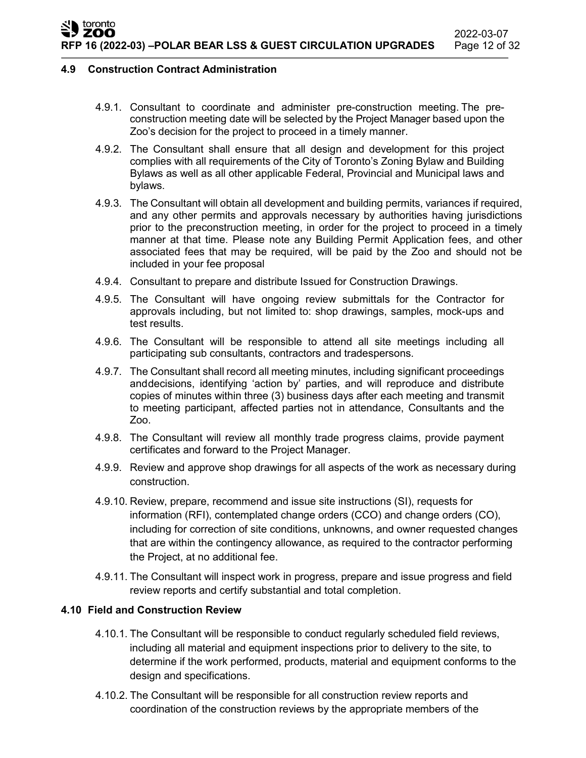### 4.9 Construction Contract Administration

4.9.1. Consultant to coordinate and administer pre-construction meeting. The pre-construction meeting date will be selected by the Project Manager based upon the Zoo's decision for the project to proceed in a timely manner.

4.9.2. The Consultant shall ensure that all design and development for this project complies with all requirements of the City of Toronto's Zoning Bylaw and Building Bylaws as well as all other applicable Federal, Provincial and Municipal laws and bylaws.

4.9.3. The Consultant will obtain all development and building permits, variances if required, and any other permits and approvals necessary by authorities having jurisdictions prior to the preconstruction meeting, in order for the project to proceed in a timely manner at that time. Please note any Building Permit Application fees, and other associated fees that may be required, will be paid by the Zoo and should not be included in your fee proposal

4.9.4. Consultant to prepare and distribute Issued for Construction Drawings.

4.9.5. The Consultant will have ongoing review submittals for the Contractor for approvals including, but not limited to: shop drawings, samples, mock-ups and test results.

4.9.6. The Consultant will be responsible to attend all site meetings including all participating sub consultants, contractors and tradespersons.

4.9.7. The Consultant shall record all meeting minutes, including significant proceedings anddecisions, identifying 'action by' parties, and will reproduce and distribute copies of minutes within three (3) business days after each meeting and transmit to meeting participant, affected parties not in attendance, Consultants and the Zoo.

4.9.8. The Consultant will review all monthly trade progress claims, provide payment certificates and forward to the Project Manager.

4.9.9. Review and approve shop drawings for all aspects of the work as necessary during construction.

4.9.10. Review, prepare, recommend and issue site instructions (SI), requests for information (RFI), contemplated change orders (CCO) and change orders (CO), including for correction of site conditions, unknowns, and owner requested changes that are within the contingency allowance, as required to the contractor performing the Project, at no additional fee.

4.9.11. The Consultant will inspect work in progress, prepare and issue progress and field review reports and certify substantial and total completion.

### 4.10 Field and Construction Review

4.10.1. The Consultant will be responsible to conduct regularly scheduled field reviews, including all material and equipment inspections prior to delivery to the site, to determine if the work performed, products, material and equipment conforms to the design and specifications.

4.10.2. The Consultant will be responsible for all construction review reports and coordination of the construction reviews by the appropriate members of the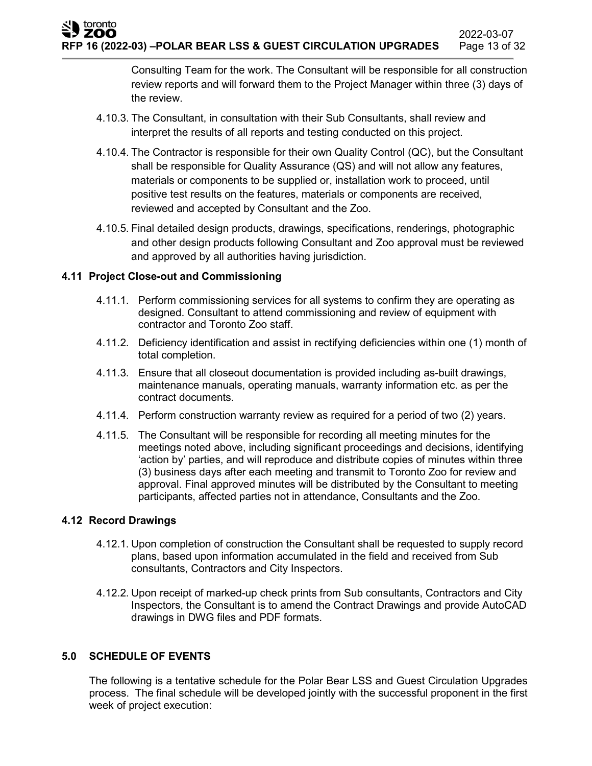Consulting Team for the work. The Consultant will be responsible for all construction review reports and will forward them to the Project Manager within three (3) days of the review.

4.10.3. The Consultant, in consultation with their Sub Consultants, shall review and interpret the results of all reports and testing conducted on this project.

4.10.4. The Contractor is responsible for their own Quality Control (QC), but the Consultant shall be responsible for Quality Assurance (QS) and will not allow any features, materials or components to be supplied or, installation work to proceed, until positive test results on the features, materials or components are received, reviewed and accepted by Consultant and the Zoo.

4.10.5. Final detailed design products, drawings, specifications, renderings, photographic and other design products following Consultant and Zoo approval must be reviewed and approved by all authorities having jurisdiction.

### 4.11 Project Close-out and Commissioning

4.11.1. Perform commissioning services for all systems to confirm they are operating as designed. Consultant to attend commissioning and review of equipment with contractor and Toronto Zoo staff.

4.11.2. Deficiency identification and assist in rectifying deficiencies within one (1) month of total completion.

4.11.3. Ensure that all closeout documentation is provided including as-built drawings, maintenance manuals, operating manuals, warranty information etc. as per the contract documents.

4.11.4. Perform construction warranty review as required for a period of two (2) years.

4.11.5. The Consultant will be responsible for recording all meeting minutes for the meetings noted above, including significant proceedings and decisions, identifying ‘action by’ parties, and will reproduce and distribute copies of minutes within three (3) business days after each meeting and transmit to Toronto Zoo for review and approval. Final approved minutes will be distributed by the Consultant to meeting participants, affected parties not in attendance, Consultants and the Zoo.

### 4.12 Record Drawings

4.12.1. Upon completion of construction the Consultant shall be requested to supply record plans, based upon information accumulated in the field and received from Sub consultants, Contractors and City Inspectors.

4.12.2. Upon receipt of marked-up check prints from Sub consultants, Contractors and City Inspectors, the Consultant is to amend the Contract Drawings and provide AutoCAD drawings in DWG files and PDF formats.

## 5.0 SCHEDULE OF EVENTS

The following is a tentative schedule for the Polar Bear LSS and Guest Circulation Upgrades process. The final schedule will be developed jointly with the successful proponent in the first week of project execution: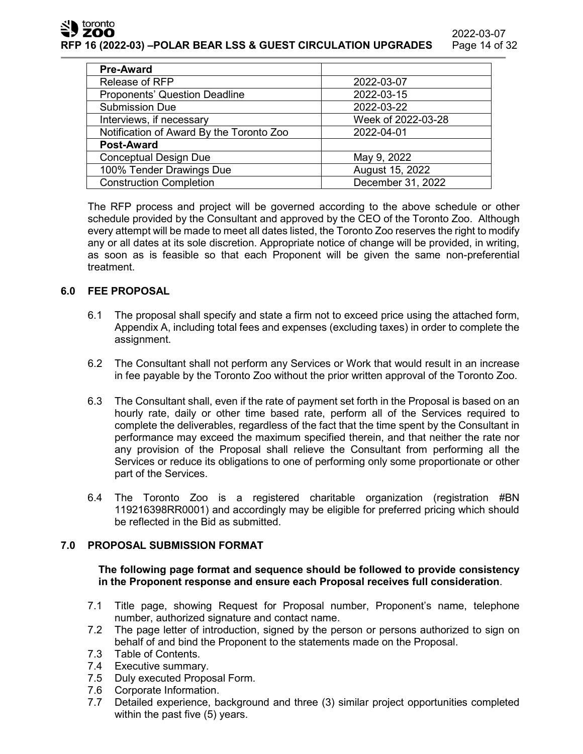| Pre-Award | |
|---|---|
| Release of RFP | 2022-03-07 |
| Proponents' Question Deadline | 2022-03-15 |
| Submission Due | 2022-03-22 |
| Interviews, if necessary | Week of 2022-03-28 |
| Notification of Award By the Toronto Zoo | 2022-04-01 |
| **Post-Award** | |
| Conceptual Design Due | May 9, 2022 |
| 100% Tender Drawings Due | August 15, 2022 |
| Construction Completion | December 31, 2022 |

The RFP process and project will be governed according to the above schedule or other schedule provided by the Consultant and approved by the CEO of the Toronto Zoo. Although every attempt will be made to meet all dates listed, the Toronto Zoo reserves the right to modify any or all dates at its sole discretion. Appropriate notice of change will be provided, in writing, as soon as is feasible so that each Proponent will be given the same non-preferential treatment.

## 6.0 FEE PROPOSAL

6.1 The proposal shall specify and state a firm not to exceed price using the attached form, Appendix A, including total fees and expenses (excluding taxes) in order to complete the assignment.

6.2 The Consultant shall not perform any Services or Work that would result in an increase in fee payable by the Toronto Zoo without the prior written approval of the Toronto Zoo.

6.3 The Consultant shall, even if the rate of payment set forth in the Proposal is based on an hourly rate, daily or other time based rate, perform all of the Services required to complete the deliverables, regardless of the fact that the time spent by the Consultant in performance may exceed the maximum specified therein, and that neither the rate nor any provision of the Proposal shall relieve the Consultant from performing all the Services or reduce its obligations to one of performing only some proportionate or other part of the Services.

6.4 The Toronto Zoo is a registered charitable organization (registration #BN 119216398RR0001) and accordingly may be eligible for preferred pricing which should be reflected in the Bid as submitted.

## 7.0 PROPOSAL SUBMISSION FORMAT

**The following page format and sequence should be followed to provide consistency in the Proponent response and ensure each Proposal receives full consideration**.

7.1 Title page, showing Request for Proposal number, Proponent's name, telephone number, authorized signature and contact name.
7.2 The page letter of introduction, signed by the person or persons authorized to sign on behalf of and bind the Proponent to the statements made on the Proposal.
7.3 Table of Contents.
7.4 Executive summary.
7.5 Duly executed Proposal Form.
7.6 Corporate Information.
7.7 Detailed experience, background and three (3) similar project opportunities completed within the past five (5) years.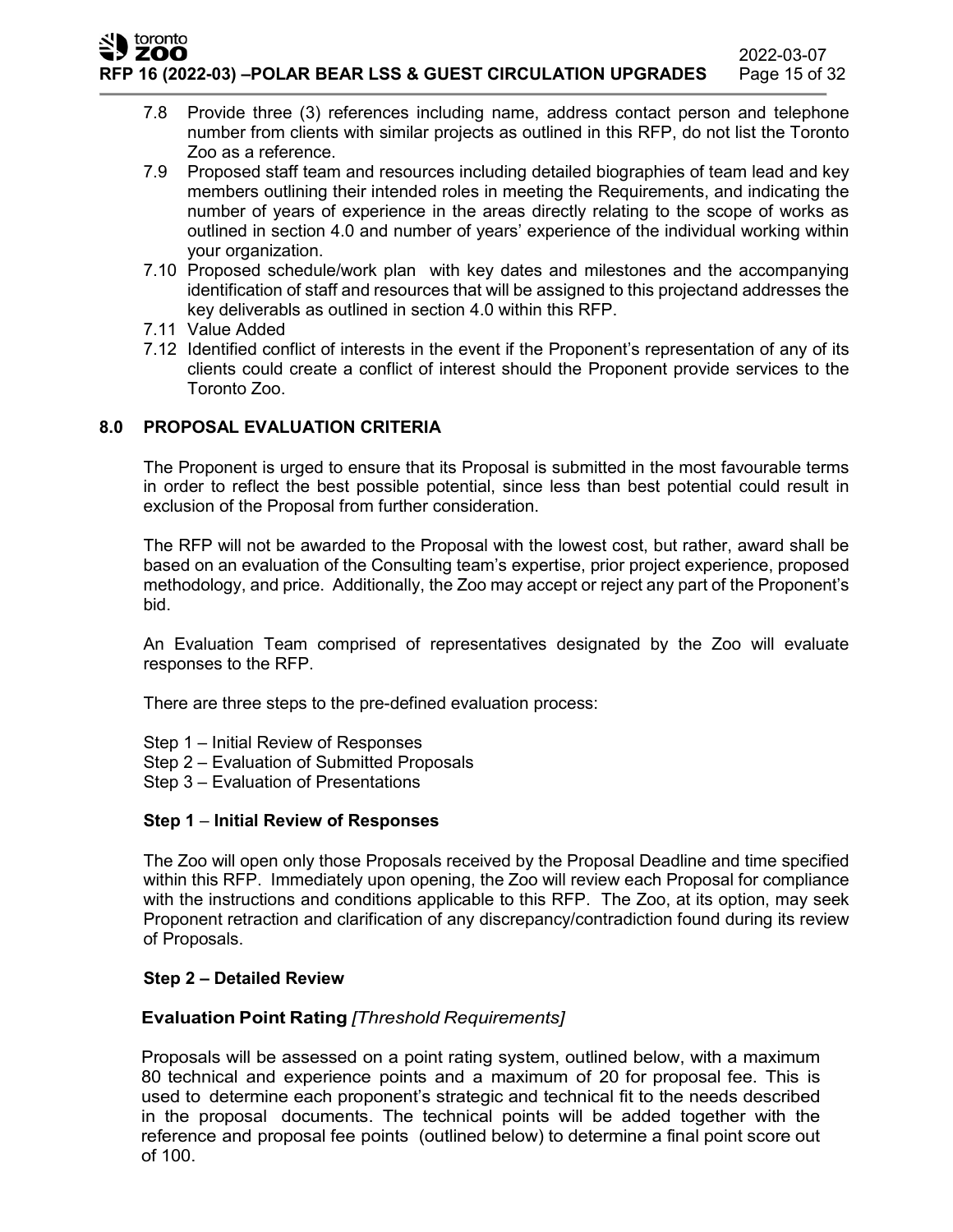7.8 Provide three (3) references including name, address contact person and telephone number from clients with similar projects as outlined in this RFP, do not list the Toronto Zoo as a reference.

7.9 Proposed staff team and resources including detailed biographies of team lead and key members outlining their intended roles in meeting the Requirements, and indicating the number of years of experience in the areas directly relating to the scope of works as outlined in section 4.0 and number of years' experience of the individual working within your organization.

7.10 Proposed schedule/work plan with key dates and milestones and the accompanying identification of staff and resources that will be assigned to this projectand addresses the key deliverabls as outlined in section 4.0 within this RFP.

7.11 Value Added

7.12 Identified conflict of interests in the event if the Proponent's representation of any of its clients could create a conflict of interest should the Proponent provide services to the Toronto Zoo.

## 8.0 PROPOSAL EVALUATION CRITERIA

The Proponent is urged to ensure that its Proposal is submitted in the most favourable terms in order to reflect the best possible potential, since less than best potential could result in exclusion of the Proposal from further consideration.

The RFP will not be awarded to the Proposal with the lowest cost, but rather, award shall be based on an evaluation of the Consulting team's expertise, prior project experience, proposed methodology, and price. Additionally, the Zoo may accept or reject any part of the Proponent's bid.

An Evaluation Team comprised of representatives designated by the Zoo will evaluate responses to the RFP.

There are three steps to the pre-defined evaluation process:

Step 1 – Initial Review of Responses
Step 2 – Evaluation of Submitted Proposals
Step 3 – Evaluation of Presentations

### Step 1 – Initial Review of Responses

The Zoo will open only those Proposals received by the Proposal Deadline and time specified within this RFP. Immediately upon opening, the Zoo will review each Proposal for compliance with the instructions and conditions applicable to this RFP. The Zoo, at its option, may seek Proponent retraction and clarification of any discrepancy/contradiction found during its review of Proposals.

### Step 2 – Detailed Review

### Evaluation Point Rating *[Threshold Requirements]*

Proposals will be assessed on a point rating system, outlined below, with a maximum 80 technical and experience points and a maximum of 20 for proposal fee. This is used to determine each proponent's strategic and technical fit to the needs described in the proposal documents. The technical points will be added together with the reference and proposal fee points (outlined below) to determine a final point score out of 100.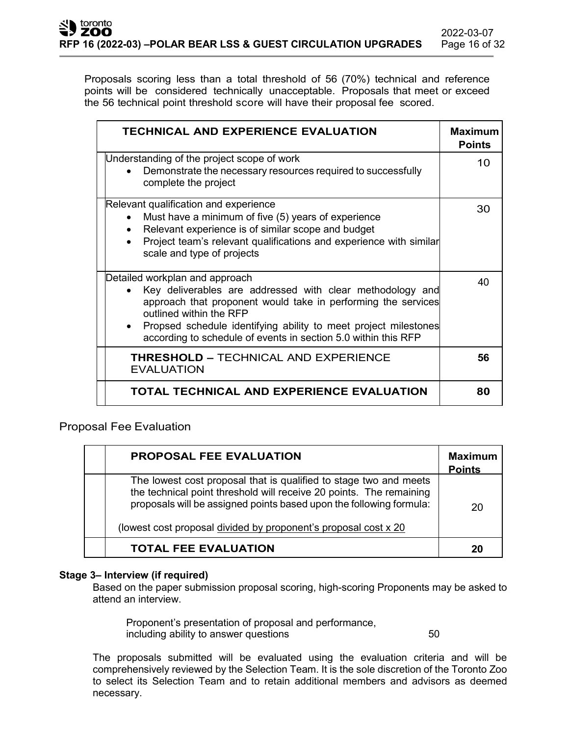Proposals scoring less than a total threshold of 56 (70%) technical and reference points will be considered technically unacceptable. Proposals that meet or exceed the 56 technical point threshold score will have their proposal fee scored.

| TECHNICAL AND EXPERIENCE EVALUATION | Maximum Points |
|---|---|
| Understanding of the project scope of work<br>• Demonstrate the necessary resources required to successfully complete the project | 10 |
| Relevant qualification and experience<br>• Must have a minimum of five (5) years of experience<br>• Relevant experience is of similar scope and budget<br>• Project team's relevant qualifications and experience with similar scale and type of projects | 30 |
| Detailed workplan and approach<br>• Key deliverables are addressed with clear methodology and approach that proponent would take in performing the services outlined within the RFP<br>• Propsed schedule identifying ability to meet project milestones according to schedule of events in section 5.0 within this RFP | 40 |
| **THRESHOLD –** TECHNICAL AND EXPERIENCE EVALUATION | **56** |
| **TOTAL TECHNICAL AND EXPERIENCE EVALUATION** | **80** |

Proposal Fee Evaluation

| PROPOSAL FEE EVALUATION | Maximum Points |
|---|---|
| The lowest cost proposal that is qualified to stage two and meets the technical point threshold will receive 20 points. The remaining proposals will be assigned points based upon the following formula:<br><br>(lowest cost proposal divided by proponent's proposal cost x 20 | 20 |
| **TOTAL FEE EVALUATION** | **20** |

**Stage 3– Interview (if required)**

Based on the paper submission proposal scoring, high-scoring Proponents may be asked to attend an interview.

Proponent's presentation of proposal and performance, including ability to answer questions 50

The proposals submitted will be evaluated using the evaluation criteria and will be comprehensively reviewed by the Selection Team. It is the sole discretion of the Toronto Zoo to select its Selection Team and to retain additional members and advisors as deemed necessary.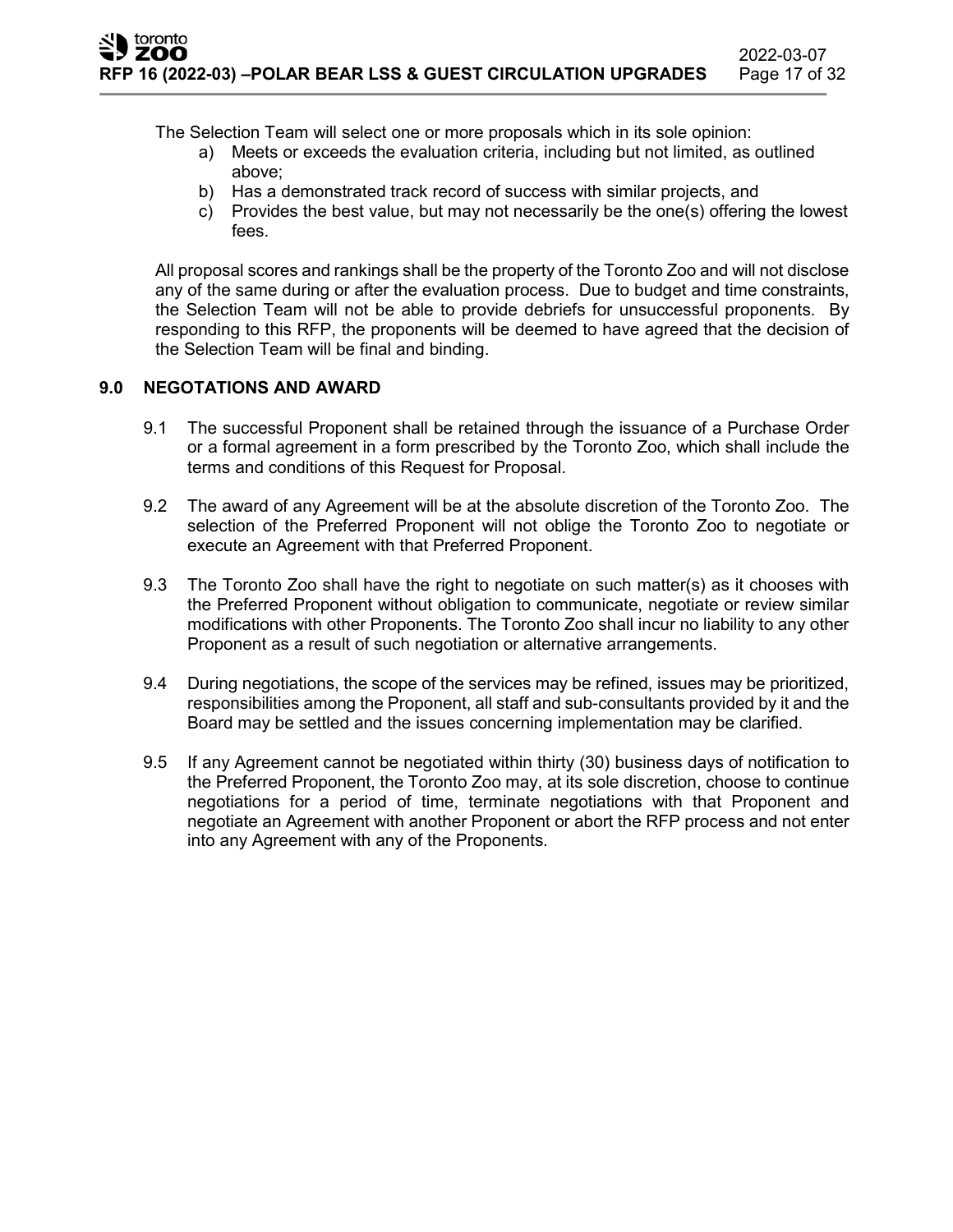The Selection Team will select one or more proposals which in its sole opinion:

a) Meets or exceeds the evaluation criteria, including but not limited, as outlined above;
b) Has a demonstrated track record of success with similar projects, and
c) Provides the best value, but may not necessarily be the one(s) offering the lowest fees.

All proposal scores and rankings shall be the property of the Toronto Zoo and will not disclose any of the same during or after the evaluation process. Due to budget and time constraints, the Selection Team will not be able to provide debriefs for unsuccessful proponents. By responding to this RFP, the proponents will be deemed to have agreed that the decision of the Selection Team will be final and binding.

## 9.0 NEGOTATIONS AND AWARD

9.1 The successful Proponent shall be retained through the issuance of a Purchase Order or a formal agreement in a form prescribed by the Toronto Zoo, which shall include the terms and conditions of this Request for Proposal.

9.2 The award of any Agreement will be at the absolute discretion of the Toronto Zoo. The selection of the Preferred Proponent will not oblige the Toronto Zoo to negotiate or execute an Agreement with that Preferred Proponent.

9.3 The Toronto Zoo shall have the right to negotiate on such matter(s) as it chooses with the Preferred Proponent without obligation to communicate, negotiate or review similar modifications with other Proponents. The Toronto Zoo shall incur no liability to any other Proponent as a result of such negotiation or alternative arrangements.

9.4 During negotiations, the scope of the services may be refined, issues may be prioritized, responsibilities among the Proponent, all staff and sub-consultants provided by it and the Board may be settled and the issues concerning implementation may be clarified.

9.5 If any Agreement cannot be negotiated within thirty (30) business days of notification to the Preferred Proponent, the Toronto Zoo may, at its sole discretion, choose to continue negotiations for a period of time, terminate negotiations with that Proponent and negotiate an Agreement with another Proponent or abort the RFP process and not enter into any Agreement with any of the Proponents.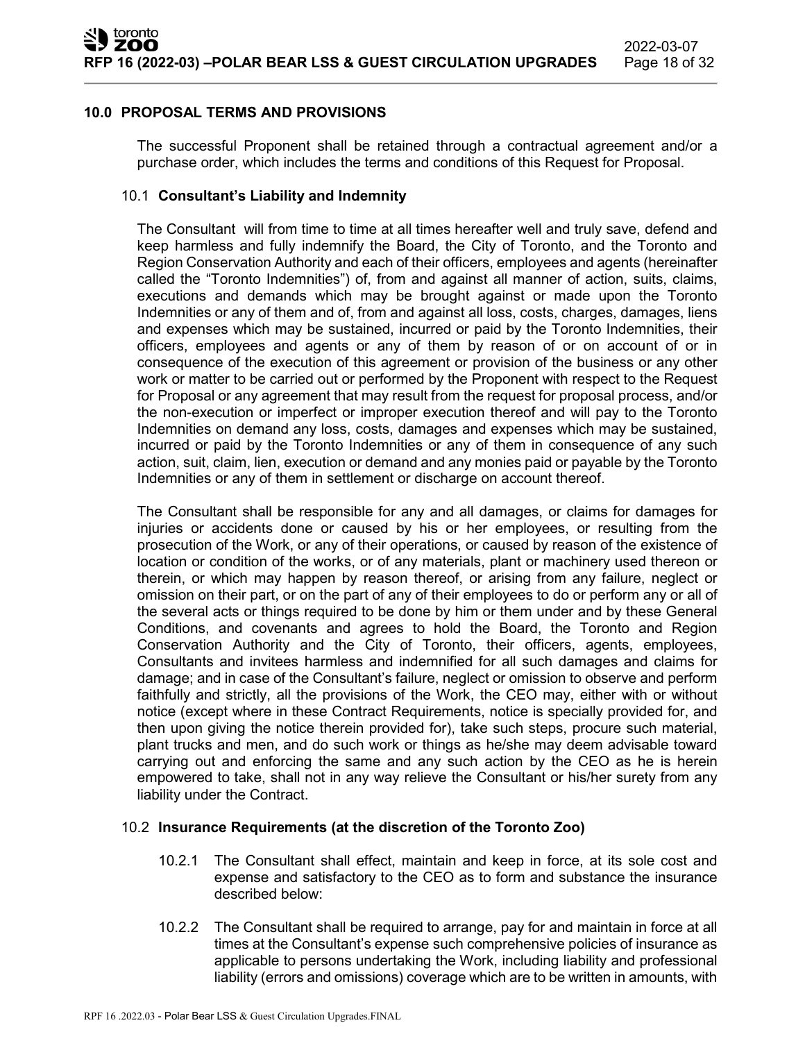## 10.0 PROPOSAL TERMS AND PROVISIONS

The successful Proponent shall be retained through a contractual agreement and/or a purchase order, which includes the terms and conditions of this Request for Proposal.

### 10.1 Consultant's Liability and Indemnity

The Consultant will from time to time at all times hereafter well and truly save, defend and keep harmless and fully indemnify the Board, the City of Toronto, and the Toronto and Region Conservation Authority and each of their officers, employees and agents (hereinafter called the "Toronto Indemnities") of, from and against all manner of action, suits, claims, executions and demands which may be brought against or made upon the Toronto Indemnities or any of them and of, from and against all loss, costs, charges, damages, liens and expenses which may be sustained, incurred or paid by the Toronto Indemnities, their officers, employees and agents or any of them by reason of or on account of or in consequence of the execution of this agreement or provision of the business or any other work or matter to be carried out or performed by the Proponent with respect to the Request for Proposal or any agreement that may result from the request for proposal process, and/or the non-execution or imperfect or improper execution thereof and will pay to the Toronto Indemnities on demand any loss, costs, damages and expenses which may be sustained, incurred or paid by the Toronto Indemnities or any of them in consequence of any such action, suit, claim, lien, execution or demand and any monies paid or payable by the Toronto Indemnities or any of them in settlement or discharge on account thereof.

The Consultant shall be responsible for any and all damages, or claims for damages for injuries or accidents done or caused by his or her employees, or resulting from the prosecution of the Work, or any of their operations, or caused by reason of the existence of location or condition of the works, or of any materials, plant or machinery used thereon or therein, or which may happen by reason thereof, or arising from any failure, neglect or omission on their part, or on the part of any of their employees to do or perform any or all of the several acts or things required to be done by him or them under and by these General Conditions, and covenants and agrees to hold the Board, the Toronto and Region Conservation Authority and the City of Toronto, their officers, agents, employees, Consultants and invitees harmless and indemnified for all such damages and claims for damage; and in case of the Consultant's failure, neglect or omission to observe and perform faithfully and strictly, all the provisions of the Work, the CEO may, either with or without notice (except where in these Contract Requirements, notice is specially provided for, and then upon giving the notice therein provided for), take such steps, procure such material, plant trucks and men, and do such work or things as he/she may deem advisable toward carrying out and enforcing the same and any such action by the CEO as he is herein empowered to take, shall not in any way relieve the Consultant or his/her surety from any liability under the Contract.

### 10.2 Insurance Requirements (at the discretion of the Toronto Zoo)

10.2.1 The Consultant shall effect, maintain and keep in force, at its sole cost and expense and satisfactory to the CEO as to form and substance the insurance described below:

10.2.2 The Consultant shall be required to arrange, pay for and maintain in force at all times at the Consultant's expense such comprehensive policies of insurance as applicable to persons undertaking the Work, including liability and professional liability (errors and omissions) coverage which are to be written in amounts, with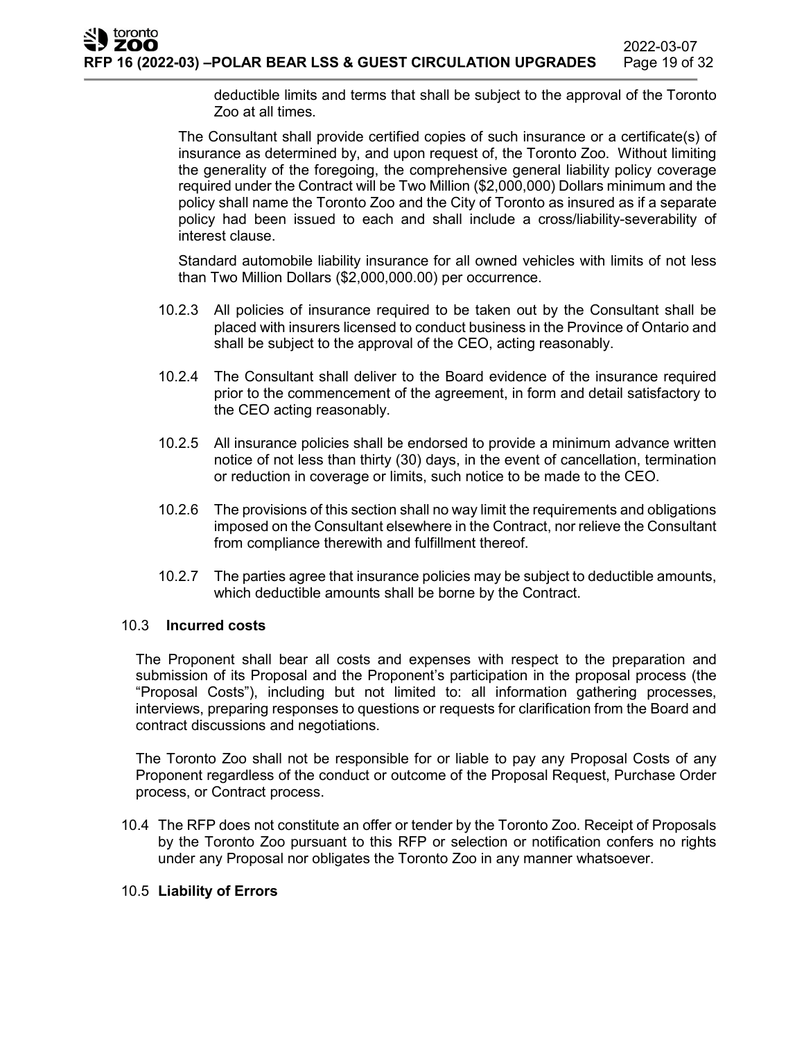deductible limits and terms that shall be subject to the approval of the Toronto Zoo at all times.

The Consultant shall provide certified copies of such insurance or a certificate(s) of insurance as determined by, and upon request of, the Toronto Zoo. Without limiting the generality of the foregoing, the comprehensive general liability policy coverage required under the Contract will be Two Million ($2,000,000) Dollars minimum and the policy shall name the Toronto Zoo and the City of Toronto as insured as if a separate policy had been issued to each and shall include a cross/liability-severability of interest clause.

Standard automobile liability insurance for all owned vehicles with limits of not less than Two Million Dollars ($2,000,000.00) per occurrence.

10.2.3 All policies of insurance required to be taken out by the Consultant shall be placed with insurers licensed to conduct business in the Province of Ontario and shall be subject to the approval of the CEO, acting reasonably.

10.2.4 The Consultant shall deliver to the Board evidence of the insurance required prior to the commencement of the agreement, in form and detail satisfactory to the CEO acting reasonably.

10.2.5 All insurance policies shall be endorsed to provide a minimum advance written notice of not less than thirty (30) days, in the event of cancellation, termination or reduction in coverage or limits, such notice to be made to the CEO.

10.2.6 The provisions of this section shall no way limit the requirements and obligations imposed on the Consultant elsewhere in the Contract, nor relieve the Consultant from compliance therewith and fulfillment thereof.

10.2.7 The parties agree that insurance policies may be subject to deductible amounts, which deductible amounts shall be borne by the Contract.

10.3 **Incurred costs**

The Proponent shall bear all costs and expenses with respect to the preparation and submission of its Proposal and the Proponent's participation in the proposal process (the "Proposal Costs"), including but not limited to: all information gathering processes, interviews, preparing responses to questions or requests for clarification from the Board and contract discussions and negotiations.

The Toronto Zoo shall not be responsible for or liable to pay any Proposal Costs of any Proponent regardless of the conduct or outcome of the Proposal Request, Purchase Order process, or Contract process.

10.4 The RFP does not constitute an offer or tender by the Toronto Zoo. Receipt of Proposals by the Toronto Zoo pursuant to this RFP or selection or notification confers no rights under any Proposal nor obligates the Toronto Zoo in any manner whatsoever.

10.5 **Liability of Errors**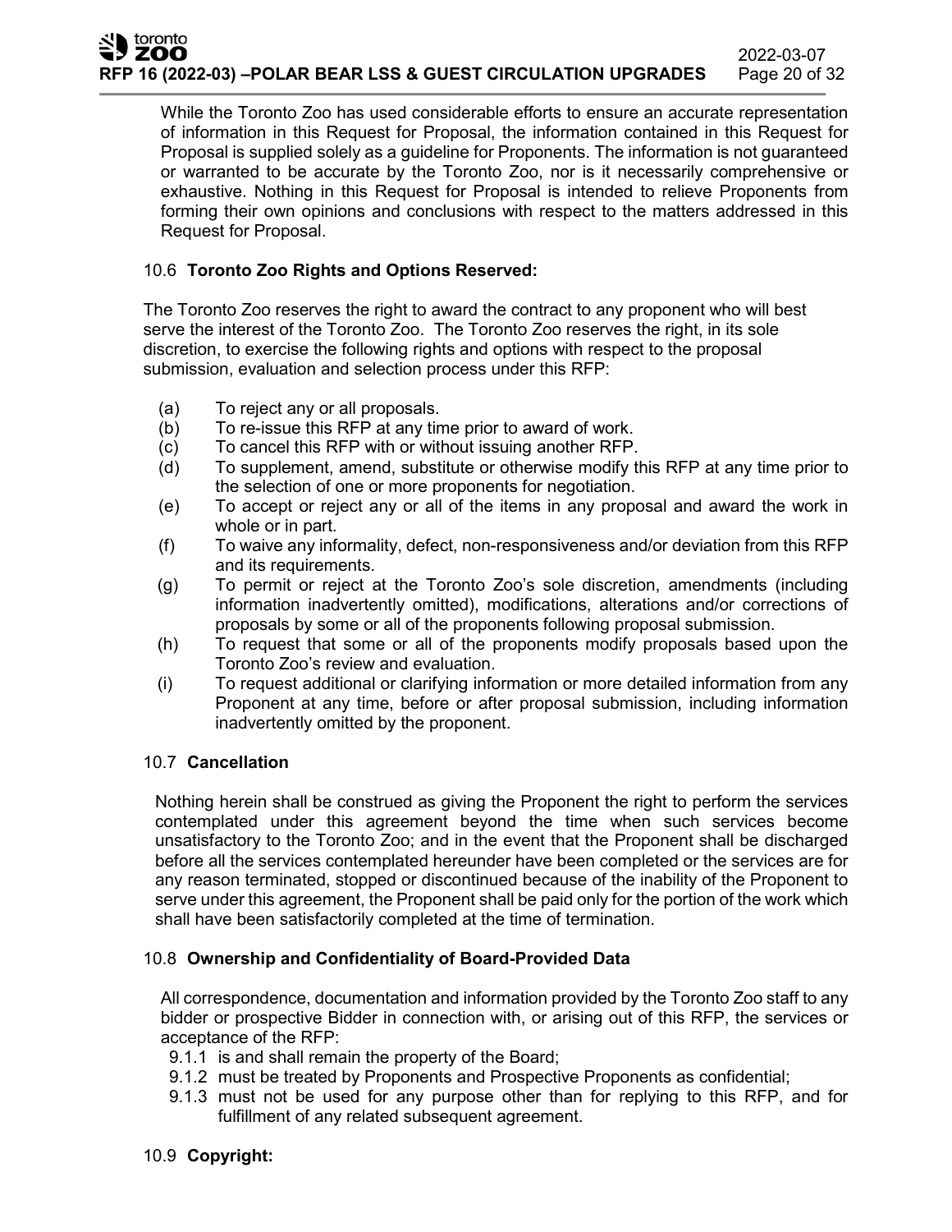While the Toronto Zoo has used considerable efforts to ensure an accurate representation of information in this Request for Proposal, the information contained in this Request for Proposal is supplied solely as a guideline for Proponents. The information is not guaranteed or warranted to be accurate by the Toronto Zoo, nor is it necessarily comprehensive or exhaustive. Nothing in this Request for Proposal is intended to relieve Proponents from forming their own opinions and conclusions with respect to the matters addressed in this Request for Proposal.

### 10.6 Toronto Zoo Rights and Options Reserved:

The Toronto Zoo reserves the right to award the contract to any proponent who will best serve the interest of the Toronto Zoo. The Toronto Zoo reserves the right, in its sole discretion, to exercise the following rights and options with respect to the proposal submission, evaluation and selection process under this RFP:

(a) To reject any or all proposals.
(b) To re-issue this RFP at any time prior to award of work.
(c) To cancel this RFP with or without issuing another RFP.
(d) To supplement, amend, substitute or otherwise modify this RFP at any time prior to the selection of one or more proponents for negotiation.
(e) To accept or reject any or all of the items in any proposal and award the work in whole or in part.
(f) To waive any informality, defect, non-responsiveness and/or deviation from this RFP and its requirements.
(g) To permit or reject at the Toronto Zoo's sole discretion, amendments (including information inadvertently omitted), modifications, alterations and/or corrections of proposals by some or all of the proponents following proposal submission.
(h) To request that some or all of the proponents modify proposals based upon the Toronto Zoo's review and evaluation.
(i) To request additional or clarifying information or more detailed information from any Proponent at any time, before or after proposal submission, including information inadvertently omitted by the proponent.

### 10.7 Cancellation

Nothing herein shall be construed as giving the Proponent the right to perform the services contemplated under this agreement beyond the time when such services become unsatisfactory to the Toronto Zoo; and in the event that the Proponent shall be discharged before all the services contemplated hereunder have been completed or the services are for any reason terminated, stopped or discontinued because of the inability of the Proponent to serve under this agreement, the Proponent shall be paid only for the portion of the work which shall have been satisfactorily completed at the time of termination.

### 10.8 Ownership and Confidentiality of Board-Provided Data

All correspondence, documentation and information provided by the Toronto Zoo staff to any bidder or prospective Bidder in connection with, or arising out of this RFP, the services or acceptance of the RFP:

9.1.1 is and shall remain the property of the Board;
9.1.2 must be treated by Proponents and Prospective Proponents as confidential;
9.1.3 must not be used for any purpose other than for replying to this RFP, and for fulfillment of any related subsequent agreement.

### 10.9 Copyright: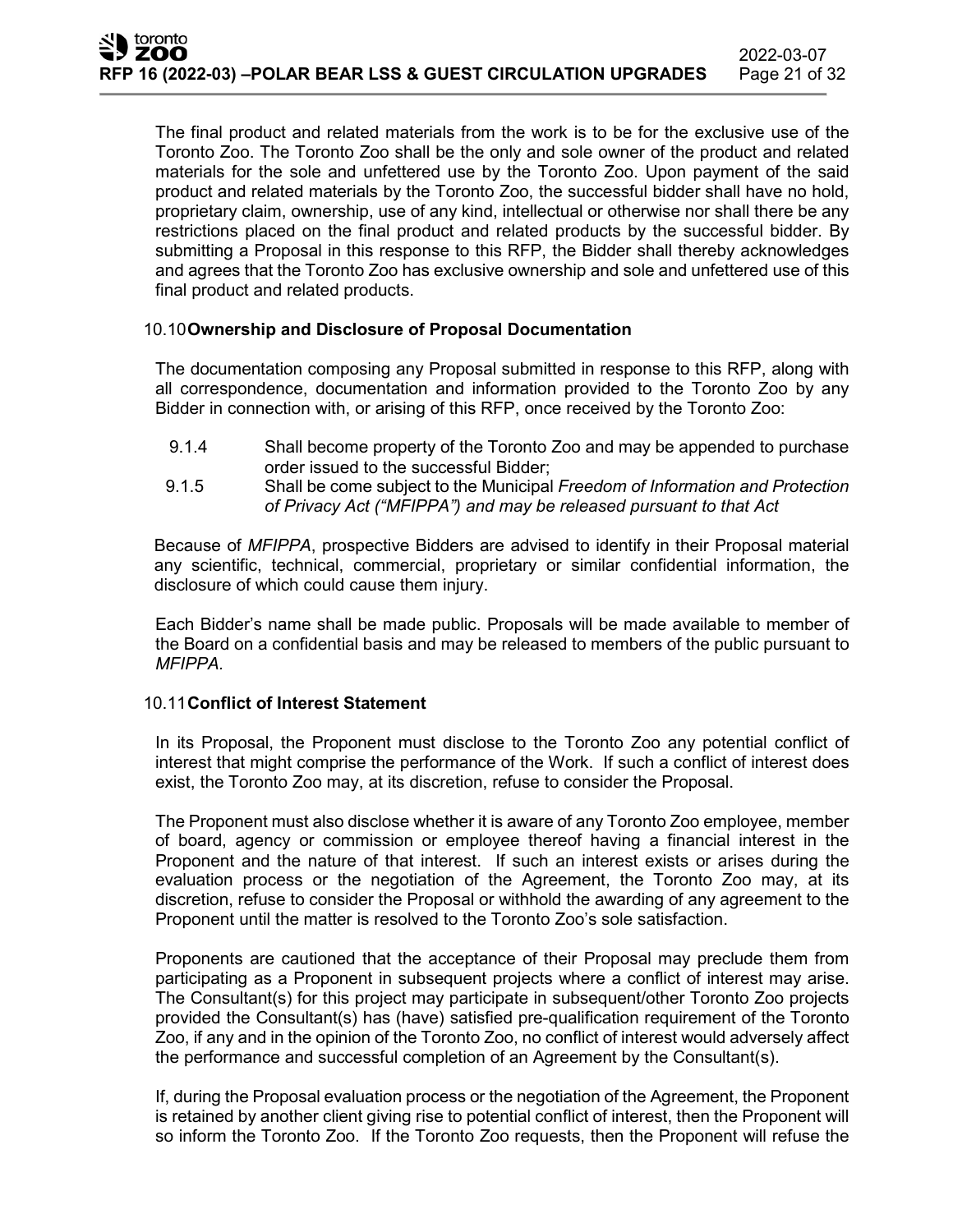The final product and related materials from the work is to be for the exclusive use of the Toronto Zoo. The Toronto Zoo shall be the only and sole owner of the product and related materials for the sole and unfettered use by the Toronto Zoo. Upon payment of the said product and related materials by the Toronto Zoo, the successful bidder shall have no hold, proprietary claim, ownership, use of any kind, intellectual or otherwise nor shall there be any restrictions placed on the final product and related products by the successful bidder. By submitting a Proposal in this response to this RFP, the Bidder shall thereby acknowledges and agrees that the Toronto Zoo has exclusive ownership and sole and unfettered use of this final product and related products.

### 10.10 Ownership and Disclosure of Proposal Documentation

The documentation composing any Proposal submitted in response to this RFP, along with all correspondence, documentation and information provided to the Toronto Zoo by any Bidder in connection with, or arising of this RFP, once received by the Toronto Zoo:

- 9.1.4 Shall become property of the Toronto Zoo and may be appended to purchase order issued to the successful Bidder;
- 9.1.5 Shall be come subject to the Municipal *Freedom of Information and Protection of Privacy Act ("MFIPPA") and may be released pursuant to that Act*

Because of *MFIPPA*, prospective Bidders are advised to identify in their Proposal material any scientific, technical, commercial, proprietary or similar confidential information, the disclosure of which could cause them injury.

Each Bidder's name shall be made public. Proposals will be made available to member of the Board on a confidential basis and may be released to members of the public pursuant to *MFIPPA.*

### 10.11 Conflict of Interest Statement

In its Proposal, the Proponent must disclose to the Toronto Zoo any potential conflict of interest that might comprise the performance of the Work. If such a conflict of interest does exist, the Toronto Zoo may, at its discretion, refuse to consider the Proposal.

The Proponent must also disclose whether it is aware of any Toronto Zoo employee, member of board, agency or commission or employee thereof having a financial interest in the Proponent and the nature of that interest. If such an interest exists or arises during the evaluation process or the negotiation of the Agreement, the Toronto Zoo may, at its discretion, refuse to consider the Proposal or withhold the awarding of any agreement to the Proponent until the matter is resolved to the Toronto Zoo's sole satisfaction.

Proponents are cautioned that the acceptance of their Proposal may preclude them from participating as a Proponent in subsequent projects where a conflict of interest may arise. The Consultant(s) for this project may participate in subsequent/other Toronto Zoo projects provided the Consultant(s) has (have) satisfied pre-qualification requirement of the Toronto Zoo, if any and in the opinion of the Toronto Zoo, no conflict of interest would adversely affect the performance and successful completion of an Agreement by the Consultant(s).

If, during the Proposal evaluation process or the negotiation of the Agreement, the Proponent is retained by another client giving rise to potential conflict of interest, then the Proponent will so inform the Toronto Zoo. If the Toronto Zoo requests, then the Proponent will refuse the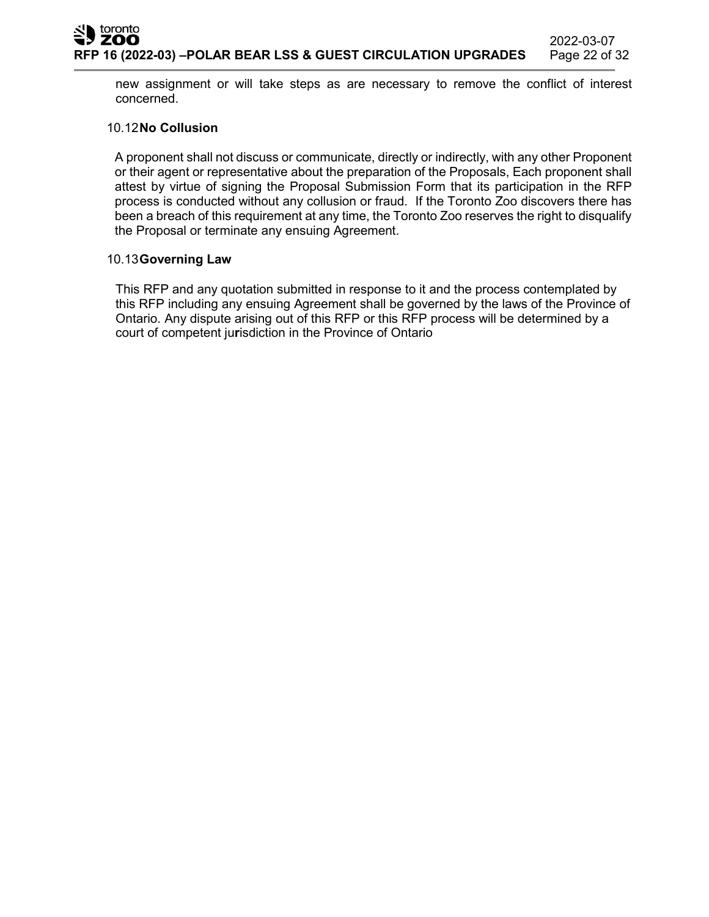new assignment or will take steps as are necessary to remove the conflict of interest concerned.

### 10.12 No Collusion

A proponent shall not discuss or communicate, directly or indirectly, with any other Proponent or their agent or representative about the preparation of the Proposals, Each proponent shall attest by virtue of signing the Proposal Submission Form that its participation in the RFP process is conducted without any collusion or fraud. If the Toronto Zoo discovers there has been a breach of this requirement at any time, the Toronto Zoo reserves the right to disqualify the Proposal or terminate any ensuing Agreement.

### 10.13 Governing Law

This RFP and any quotation submitted in response to it and the process contemplated by this RFP including any ensuing Agreement shall be governed by the laws of the Province of Ontario. Any dispute arising out of this RFP or this RFP process will be determined by a court of competent jurisdiction in the Province of Ontario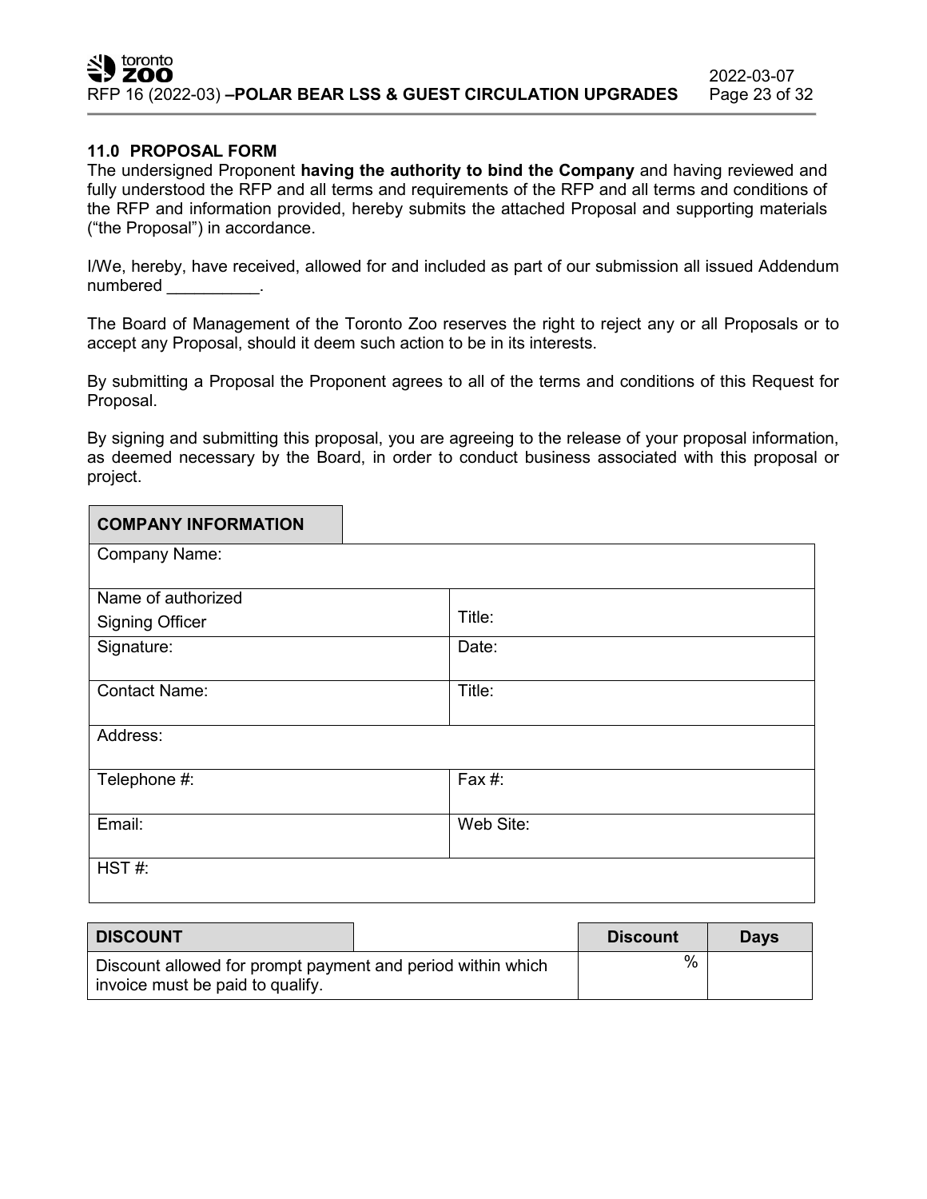## 11.0 PROPOSAL FORM

The undersigned Proponent **having the authority to bind the Company** and having reviewed and fully understood the RFP and all terms and requirements of the RFP and all terms and conditions of the RFP and information provided, hereby submits the attached Proposal and supporting materials ("the Proposal") in accordance.

I/We, hereby, have received, allowed for and included as part of our submission all issued Addendum numbered __________.

The Board of Management of the Toronto Zoo reserves the right to reject any or all Proposals or to accept any Proposal, should it deem such action to be in its interests.

By submitting a Proposal the Proponent agrees to all of the terms and conditions of this Request for Proposal.

By signing and submitting this proposal, you are agreeing to the release of your proposal information, as deemed necessary by the Board, in order to conduct business associated with this proposal or project.

| **COMPANY INFORMATION** | |
|---|---|
| Company Name: | |
| Name of authorized Signing Officer | Title: |
| Signature: | Date: |
| Contact Name: | Title: |
| Address: | |
| Telephone #: | Fax #: |
| Email: | Web Site: |
| HST #: | |

| **DISCOUNT** | **Discount** | **Days** |
|---|---|---|
| Discount allowed for prompt payment and period within which invoice must be paid to qualify. | % | |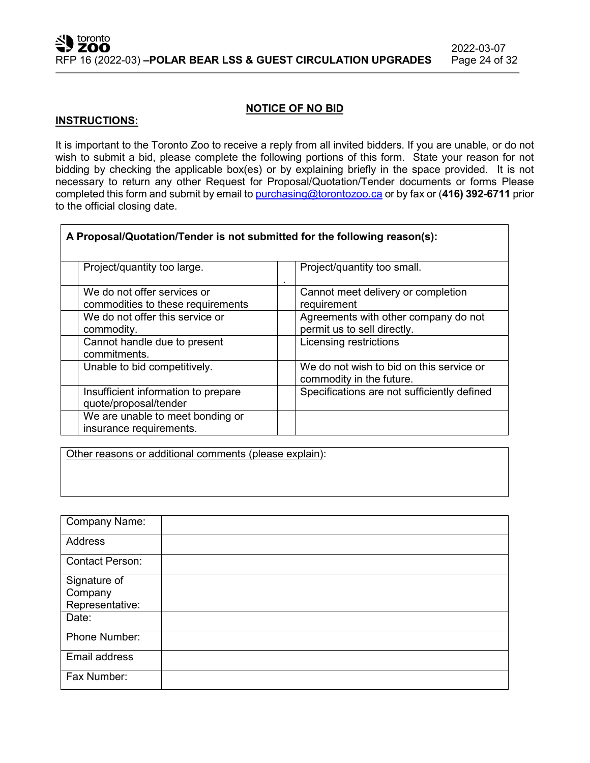## NOTICE OF NO BID

**INSTRUCTIONS:**

It is important to the Toronto Zoo to receive a reply from all invited bidders. If you are unable, or do not wish to submit a bid, please complete the following portions of this form. State your reason for not bidding by checking the applicable box(es) or by explaining briefly in the space provided. It is not necessary to return any other Request for Proposal/Quotation/Tender documents or forms Please completed this form and submit by email to purchasing@torontozoo.ca or by fax or (**416) 392-6711** prior to the official closing date.

| **A Proposal/Quotation/Tender is not submitted for the following reason(s):** | | | |
|---|---|---|---|
| | Project/quantity too large. | . | Project/quantity too small. |
| | We do not offer services or commodities to these requirements | | Cannot meet delivery or completion requirement |
| | We do not offer this service or commodity. | | Agreements with other company do not permit us to sell directly. |
| | Cannot handle due to present commitments. | | Licensing restrictions |
| | Unable to bid competitively. | | We do not wish to bid on this service or commodity in the future. |
| | Insufficient information to prepare quote/proposal/tender | | Specifications are not sufficiently defined |
| | We are unable to meet bonding or insurance requirements. | | |

| Other reasons or additional comments (please explain): |
|---|
| |

| Field | |
|---|---|
| Company Name: | |
| Address | |
| Contact Person: | |
| Signature of Company Representative: | |
| Date: | |
| Phone Number: | |
| Email address | |
| Fax Number: | |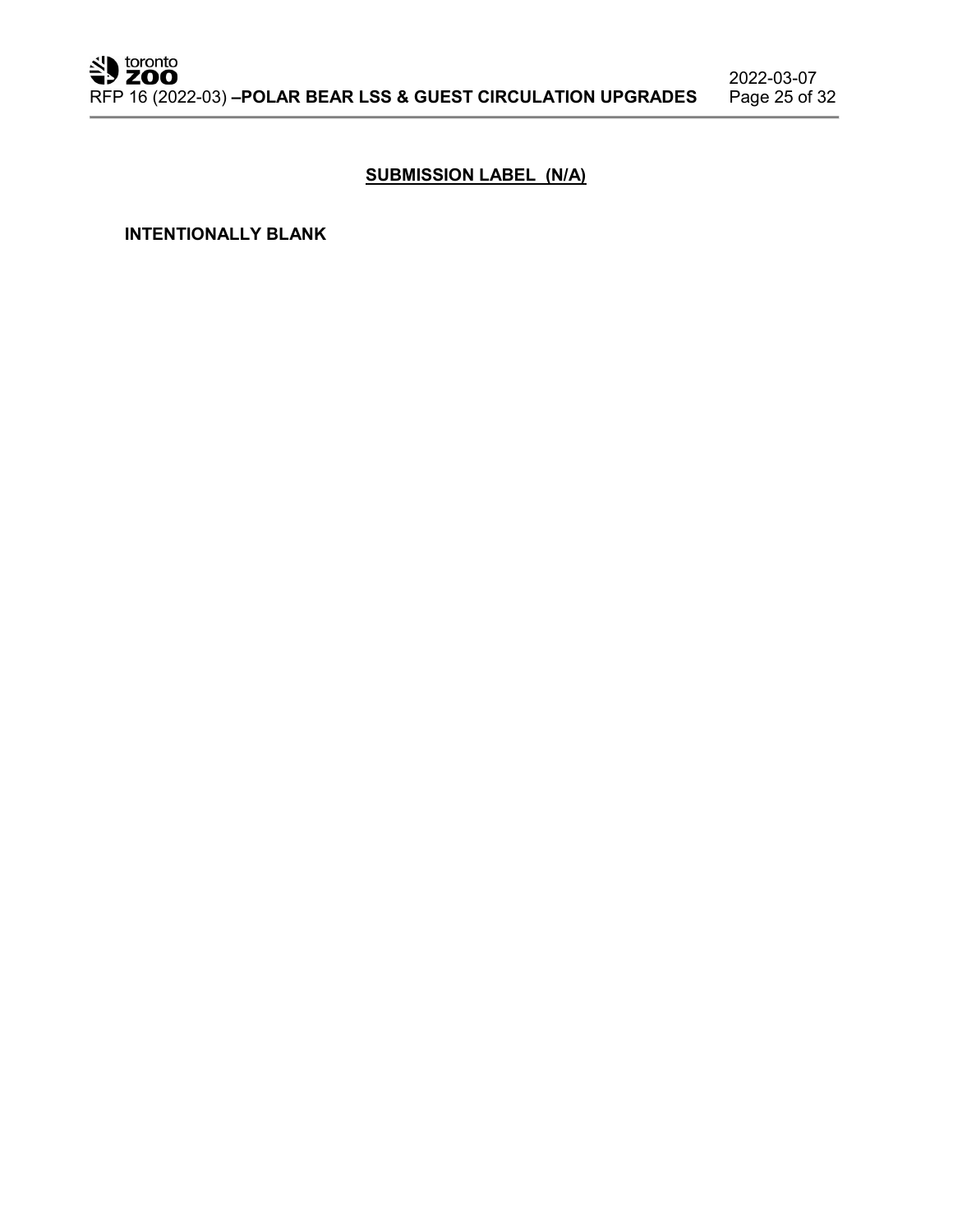## SUBMISSION LABEL (N/A)

**INTENTIONALLY BLANK**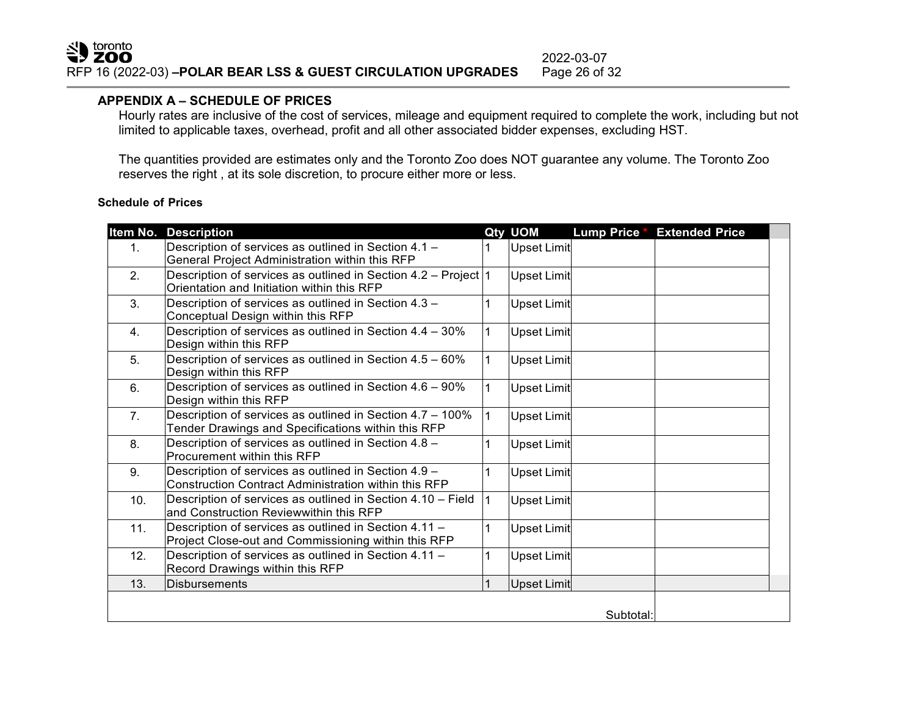## APPENDIX A – SCHEDULE OF PRICES

Hourly rates are inclusive of the cost of services, mileage and equipment required to complete the work, including but not limited to applicable taxes, overhead, profit and all other associated bidder expenses, excluding HST.

The quantities provided are estimates only and the Toronto Zoo does NOT guarantee any volume. The Toronto Zoo reserves the right , at its sole discretion, to procure either more or less.

**Schedule of Prices**

| Item No. | Description | Qty | UOM | Lump Price * | Extended Price |
|---|---|---|---|---|---|
| 1. | Description of services as outlined in Section 4.1 – General Project Administration within this RFP | 1 | Upset Limit | | |
| 2. | Description of services as outlined in Section 4.2 – Project Orientation and Initiation within this RFP | 1 | Upset Limit | | |
| 3. | Description of services as outlined in Section 4.3 – Conceptual Design within this RFP | 1 | Upset Limit | | |
| 4. | Description of services as outlined in Section 4.4 – 30% Design within this RFP | 1 | Upset Limit | | |
| 5. | Description of services as outlined in Section 4.5 – 60% Design within this RFP | 1 | Upset Limit | | |
| 6. | Description of services as outlined in Section 4.6 – 90% Design within this RFP | 1 | Upset Limit | | |
| 7. | Description of services as outlined in Section 4.7 – 100% Tender Drawings and Specifications within this RFP | 1 | Upset Limit | | |
| 8. | Description of services as outlined in Section 4.8 – Procurement within this RFP | 1 | Upset Limit | | |
| 9. | Description of services as outlined in Section 4.9 – Construction Contract Administration within this RFP | 1 | Upset Limit | | |
| 10. | Description of services as outlined in Section 4.10 – Field and Construction Reviewwithin this RFP | 1 | Upset Limit | | |
| 11. | Description of services as outlined in Section 4.11 – Project Close-out and Commissioning within this RFP | 1 | Upset Limit | | |
| 12. | Description of services as outlined in Section 4.11 – Record Drawings within this RFP | 1 | Upset Limit | | |
| 13. | Disbursements | 1 | Upset Limit | | |
| | | | | Subtotal: | |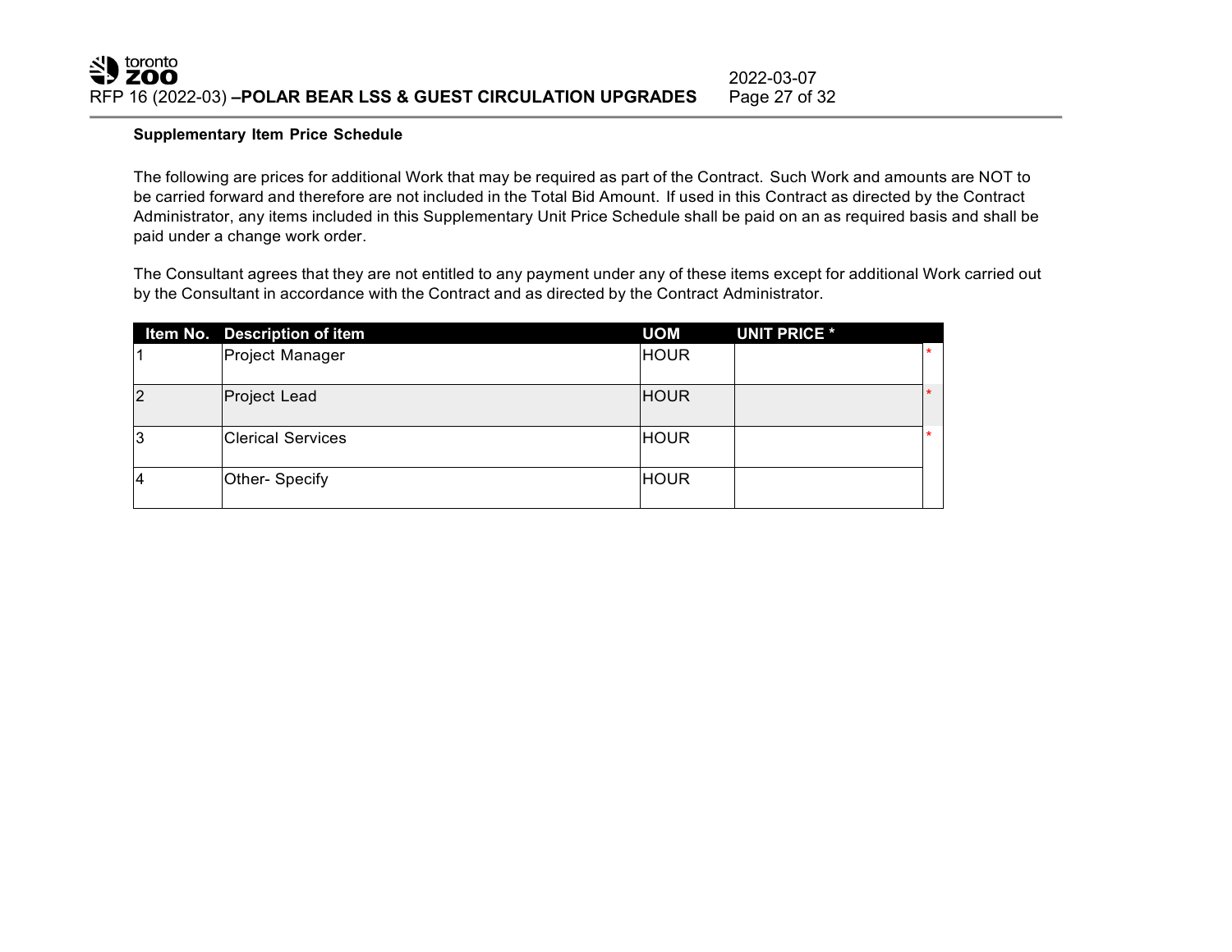**Supplementary Item Price Schedule**

The following are prices for additional Work that may be required as part of the Contract. Such Work and amounts are NOT to be carried forward and therefore are not included in the Total Bid Amount. If used in this Contract as directed by the Contract Administrator, any items included in this Supplementary Unit Price Schedule shall be paid on an as required basis and shall be paid under a change work order.

The Consultant agrees that they are not entitled to any payment under any of these items except for additional Work carried out by the Consultant in accordance with the Contract and as directed by the Contract Administrator.

| Item No. | Description of item | UOM | UNIT PRICE * | |
|---|---|---|---|---|
| 1 | Project Manager | HOUR | | * |
| 2 | Project Lead | HOUR | | * |
| 3 | Clerical Services | HOUR | | * |
| 4 | Other- Specify | HOUR | | |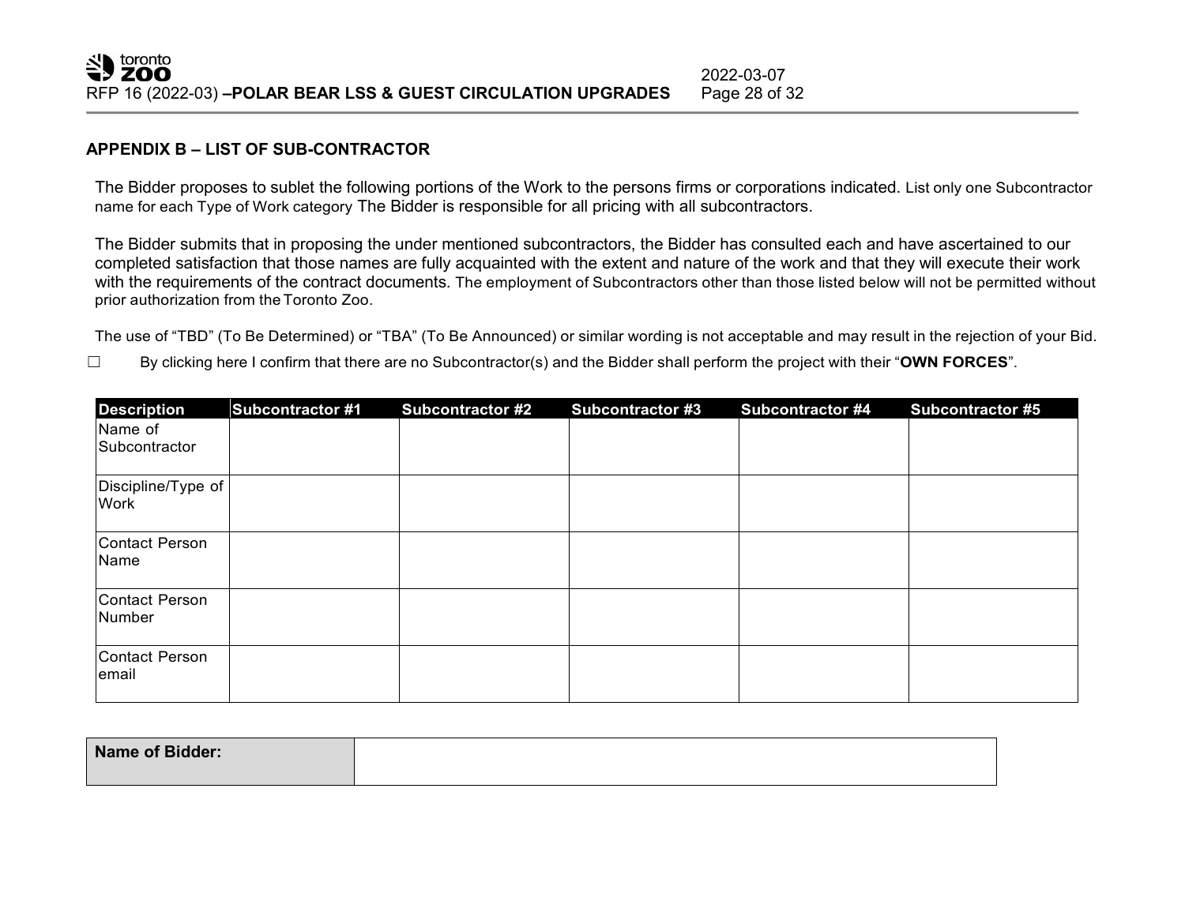## APPENDIX B – LIST OF SUB-CONTRACTOR

The Bidder proposes to sublet the following portions of the Work to the persons firms or corporations indicated. List only one Subcontractor name for each Type of Work category The Bidder is responsible for all pricing with all subcontractors.

The Bidder submits that in proposing the under mentioned subcontractors, the Bidder has consulted each and have ascertained to our completed satisfaction that those names are fully acquainted with the extent and nature of the work and that they will execute their work with the requirements of the contract documents. The employment of Subcontractors other than those listed below will not be permitted without prior authorization from the Toronto Zoo.

The use of “TBD” (To Be Determined) or “TBA” (To Be Announced) or similar wording is not acceptable and may result in the rejection of your Bid.

☐ By clicking here I confirm that there are no Subcontractor(s) and the Bidder shall perform the project with their “**OWN FORCES**”.

| Description | Subcontractor #1 | Subcontractor #2 | Subcontractor #3 | Subcontractor #4 | Subcontractor #5 |
|---|---|---|---|---|---|
| Name of Subcontractor | | | | | |
| Discipline/Type of Work | | | | | |
| Contact Person Name | | | | | |
| Contact Person Number | | | | | |
| Contact Person email | | | | | |

| **Name of Bidder:** | |
|---|---|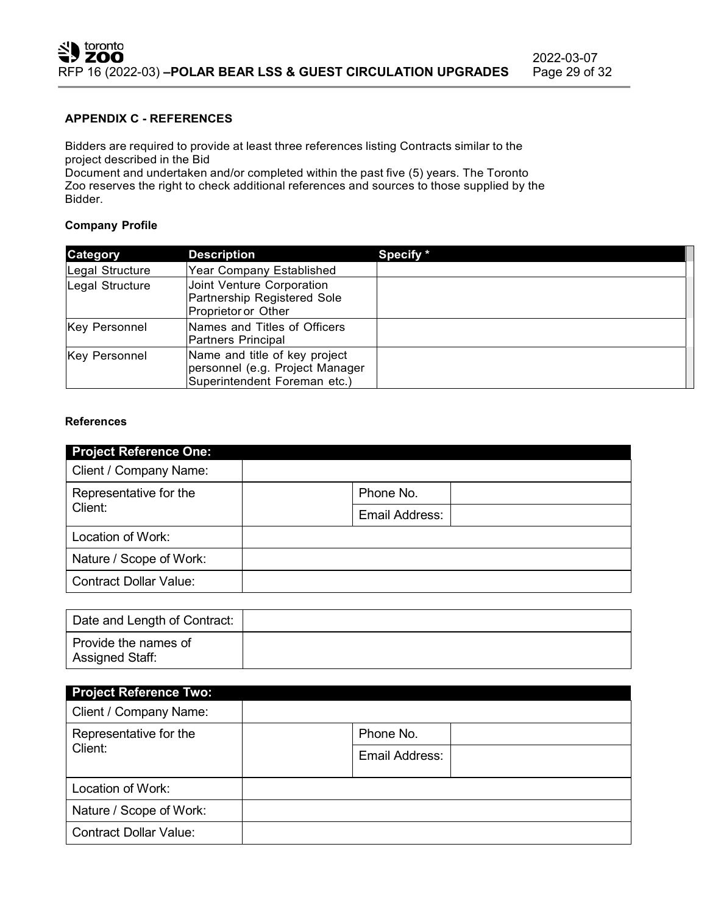## APPENDIX C - REFERENCES

Bidders are required to provide at least three references listing Contracts similar to the project described in the Bid Document and undertaken and/or completed within the past five (5) years. The Toronto Zoo reserves the right to check additional references and sources to those supplied by the Bidder.

### Company Profile

| Category | Description | Specify * |
|---|---|---|
| Legal Structure | Year Company Established | |
| Legal Structure | Joint Venture Corporation Partnership Registered Sole Proprietor or Other | |
| Key Personnel | Names and Titles of Officers Partners Principal | |
| Key Personnel | Name and title of key project personnel (e.g. Project Manager Superintendent Foreman etc.) | |

### References

| Project Reference One: | | | |
|---|---|---|---|
| Client / Company Name: | | | |
| Representative for the Client: | | Phone No. | |
| | | Email Address: | |
| Location of Work: | | | |
| Nature / Scope of Work: | | | |
| Contract Dollar Value: | | | |
| Date and Length of Contract: | | | |
| Provide the names of Assigned Staff: | | | |

| Project Reference Two: | | | |
|---|---|---|---|
| Client / Company Name: | | | |
| Representative for the Client: | | Phone No. | |
| | | Email Address: | |
| Location of Work: | | | |
| Nature / Scope of Work: | | | |
| Contract Dollar Value: | | | |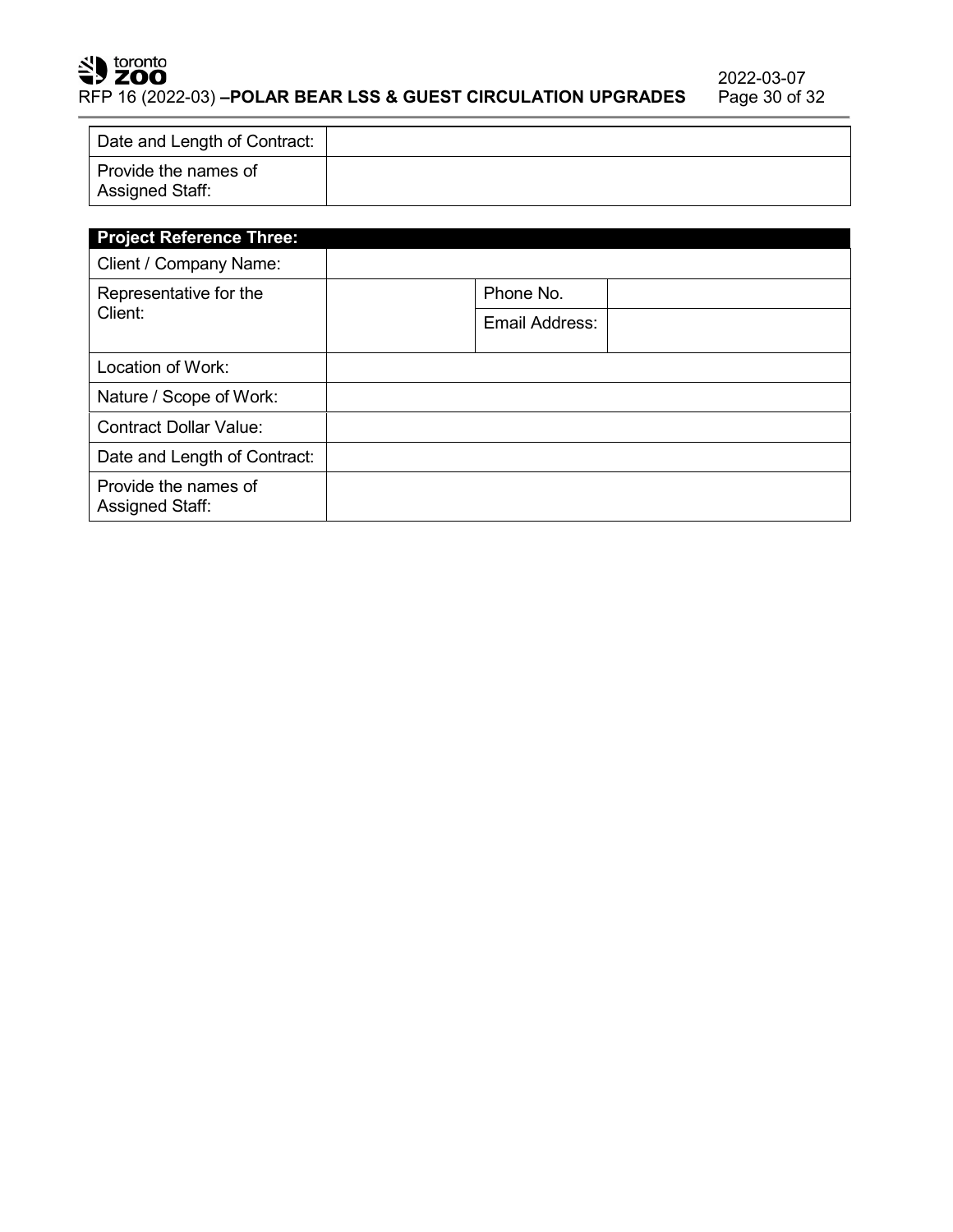| Date and Length of Contract: | |
|---|---|
| Provide the names of Assigned Staff: | |

| **Project Reference Three:** | | | |
|---|---|---|---|
| Client / Company Name: | | | |
| Representative for the Client: | | Phone No. | |
| | | Email Address: | |
| Location of Work: | | | |
| Nature / Scope of Work: | | | |
| Contract Dollar Value: | | | |
| Date and Length of Contract: | | | |
| Provide the names of Assigned Staff: | | | |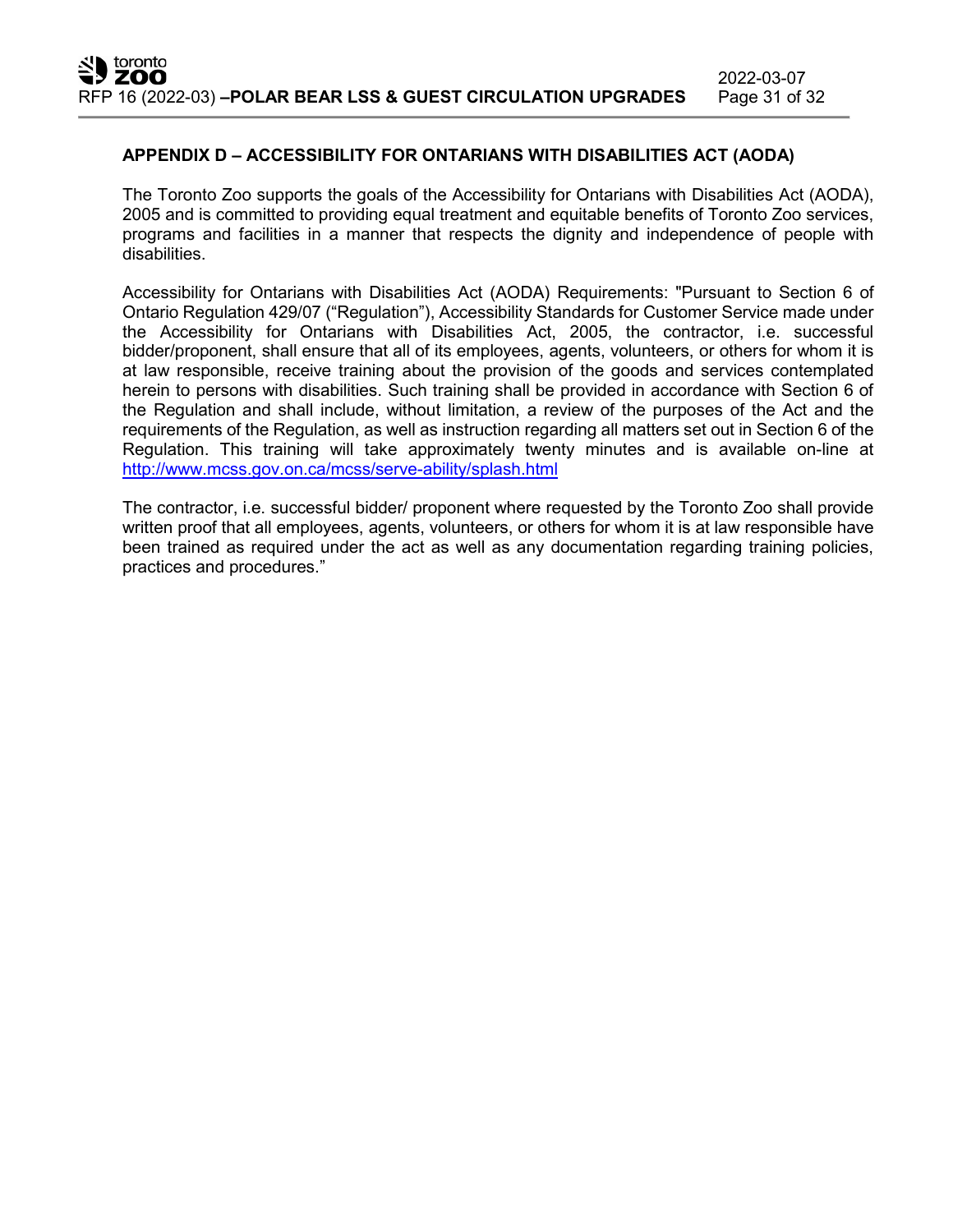## APPENDIX D – ACCESSIBILITY FOR ONTARIANS WITH DISABILITIES ACT (AODA)

The Toronto Zoo supports the goals of the Accessibility for Ontarians with Disabilities Act (AODA), 2005 and is committed to providing equal treatment and equitable benefits of Toronto Zoo services, programs and facilities in a manner that respects the dignity and independence of people with disabilities.

Accessibility for Ontarians with Disabilities Act (AODA) Requirements: "Pursuant to Section 6 of Ontario Regulation 429/07 ("Regulation"), Accessibility Standards for Customer Service made under the Accessibility for Ontarians with Disabilities Act, 2005, the contractor, i.e. successful bidder/proponent, shall ensure that all of its employees, agents, volunteers, or others for whom it is at law responsible, receive training about the provision of the goods and services contemplated herein to persons with disabilities. Such training shall be provided in accordance with Section 6 of the Regulation and shall include, without limitation, a review of the purposes of the Act and the requirements of the Regulation, as well as instruction regarding all matters set out in Section 6 of the Regulation. This training will take approximately twenty minutes and is available on-line at [http://www.mcss.gov.on.ca/mcss/serve-ability/splash.html](http://www.mcss.gov.on.ca/mcss/serve-ability/splash.html)

The contractor, i.e. successful bidder/ proponent where requested by the Toronto Zoo shall provide written proof that all employees, agents, volunteers, or others for whom it is at law responsible have been trained as required under the act as well as any documentation regarding training policies, practices and procedures."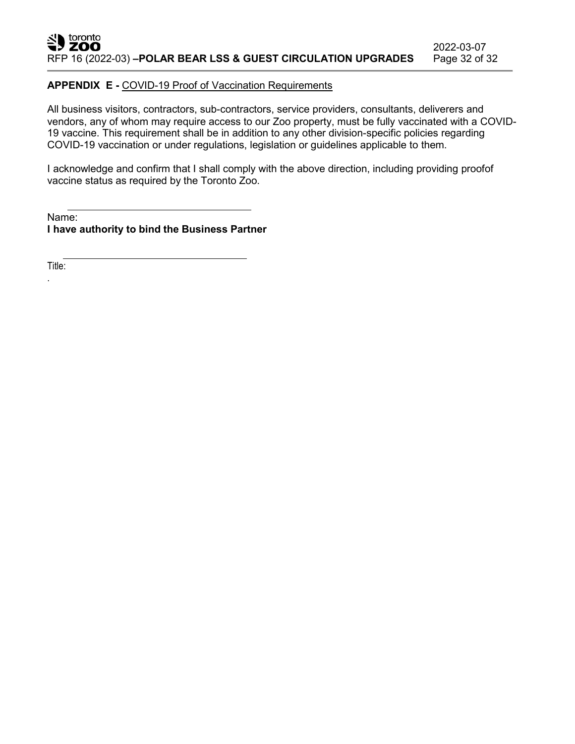**APPENDIX E -** COVID-19 Proof of Vaccination Requirements

All business visitors, contractors, sub-contractors, service providers, consultants, deliverers and vendors, any of whom may require access to our Zoo property, must be fully vaccinated with a COVID-19 vaccine. This requirement shall be in addition to any other division-specific policies regarding COVID-19 vaccination or under regulations, legislation or guidelines applicable to them.

I acknowledge and confirm that I shall comply with the above direction, including providing proofof vaccine status as required by the Toronto Zoo.

\_\_\_\_\_\_\_\_\_\_\_\_\_\_\_\_\_\_\_\_\_\_\_\_\_\_\_\_\_\_\_\_\_\_\_\_

Name:

**I have authority to bind the Business Partner**

\_\_\_\_\_\_\_\_\_\_\_\_\_\_\_\_\_\_\_\_\_\_\_\_\_\_\_\_\_\_\_\_\_\_\_\_

Title:

.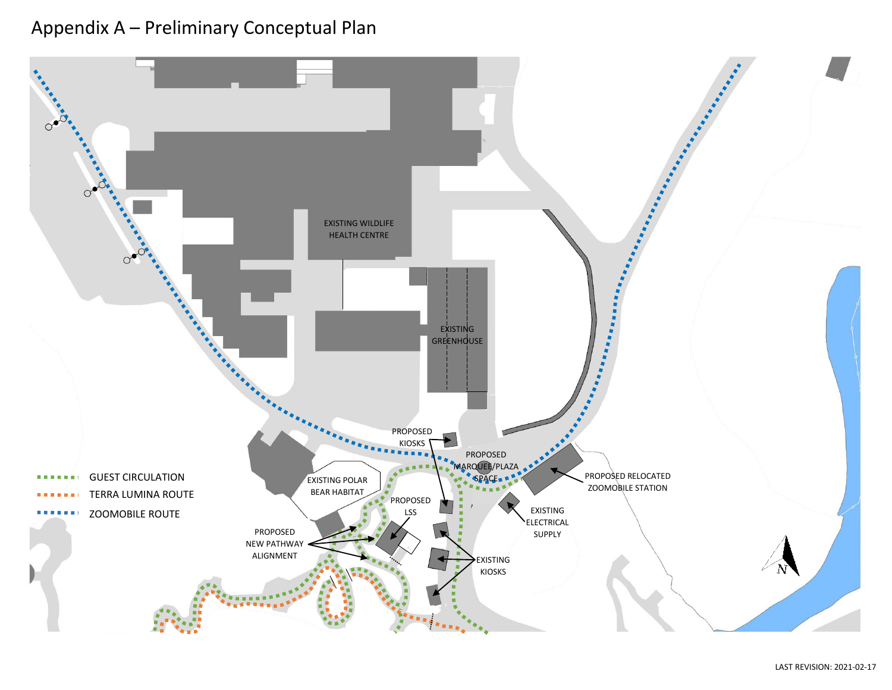# Appendix A – Preliminary Conceptual Plan

EXISTING WILDLIFE HEALTH CENTRE

EXISTING GREENHOUSE

PROPOSED KIOSKS

PROPOSED MARQUEE/PLAZA SPACE

PROPOSED RELOCATED ZOOMOBILE STATION

EXISTING ELECTRICAL SUPPLY

EXISTING POLAR BEAR HABITAT

PROPOSED LSS

PROPOSED NEW PATHWAY ALIGNMENT

EXISTING KIOSKS

GUEST CIRCULATION

TERRA LUMINA ROUTE

ZOOMOBILE ROUTE

N

LAST REVISION: 2021-02-17